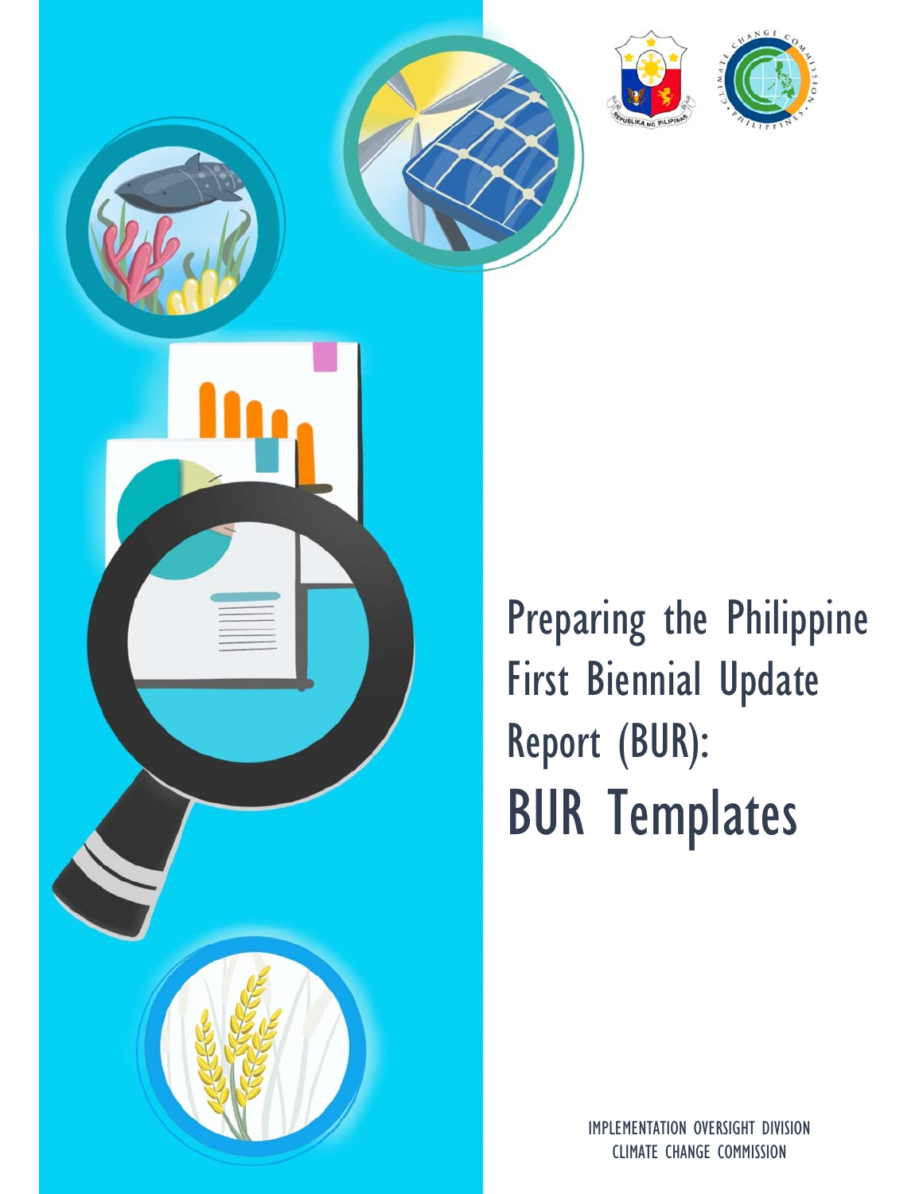# Preparing the Philippine First Biennial Update Report (BUR):

# BUR Templates

IMPLEMENTATION OVERSIGHT DIVISION
CLIMATE CHANGE COMMISSION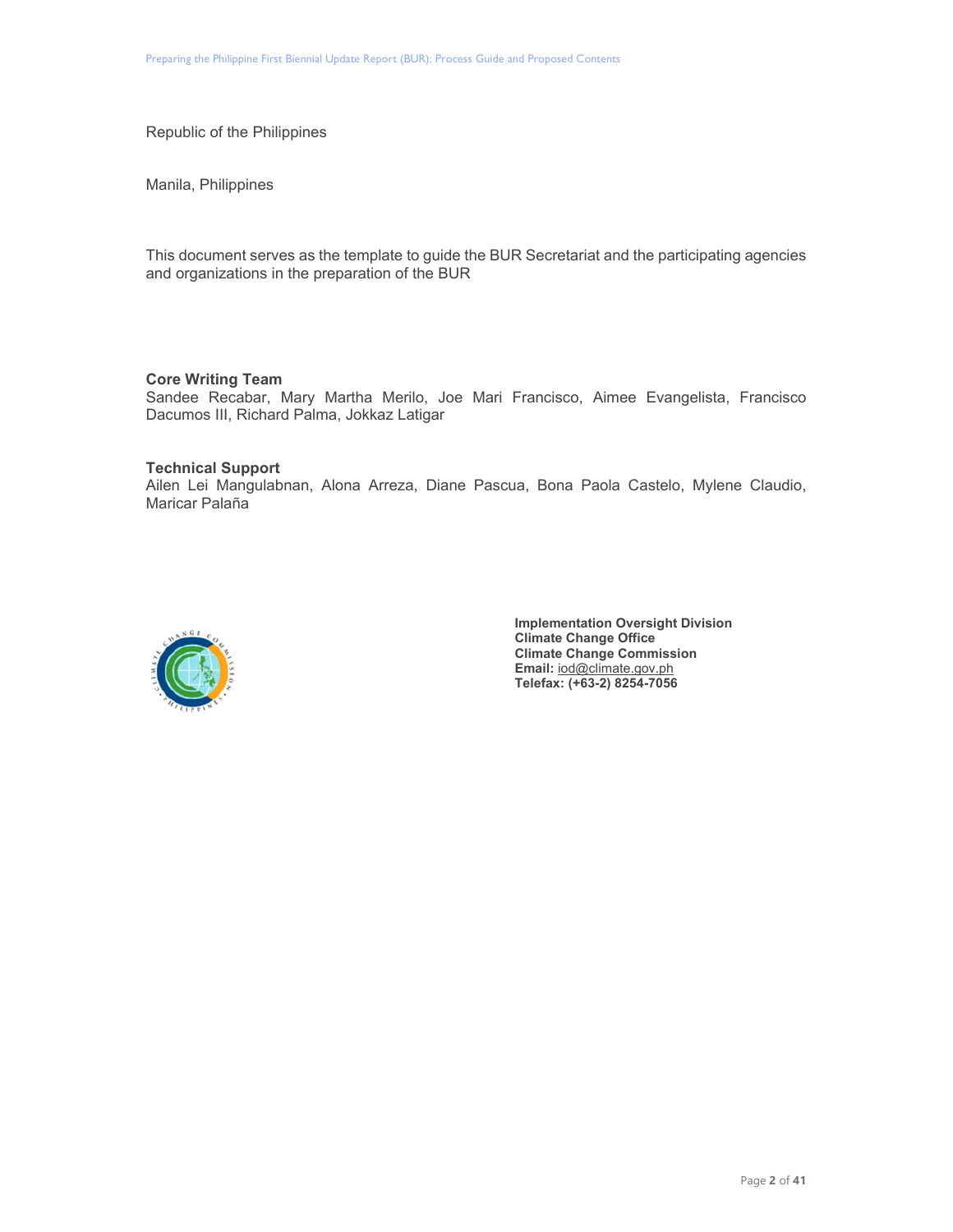Republic of the Philippines

Manila, Philippines

This document serves as the template to guide the BUR Secretariat and the participating agencies and organizations in the preparation of the BUR

**Core Writing Team**
Sandee Recabar, Mary Martha Merilo, Joe Mari Francisco, Aimee Evangelista, Francisco Dacumos III, Richard Palma, Jokkaz Latigar

**Technical Support**
Ailen Lei Mangulabnan, Alona Arreza, Diane Pascua, Bona Paola Castelo, Mylene Claudio, Maricar Palaña

**Implementation Oversight Division**
**Climate Change Office**
**Climate Change Commission**
**Email:** iod@climate.gov.ph
**Telefax: (+63-2) 8254-7056**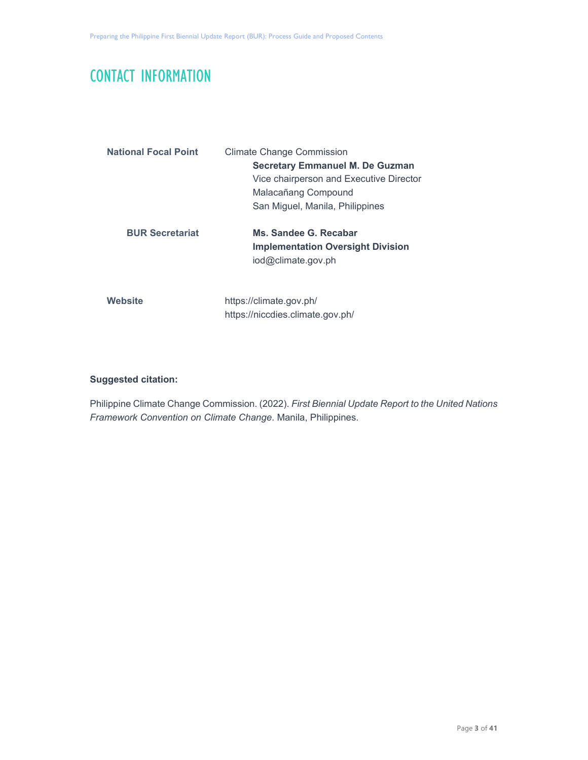# CONTACT INFORMATION

| | |
|---|---|
| **National Focal Point** | Climate Change Commission<br>**Secretary Emmanuel M. De Guzman**<br>Vice chairperson and Executive Director<br>Malacañang Compound<br>San Miguel, Manila, Philippines |
| **BUR Secretariat** | **Ms. Sandee G. Recabar**<br>**Implementation Oversight Division**<br>iod@climate.gov.ph |
| **Website** | https://climate.gov.ph/<br>https://niccdies.climate.gov.ph/ |

**Suggested citation:**

Philippine Climate Change Commission. (2022). *First Biennial Update Report to the United Nations Framework Convention on Climate Change*. Manila, Philippines.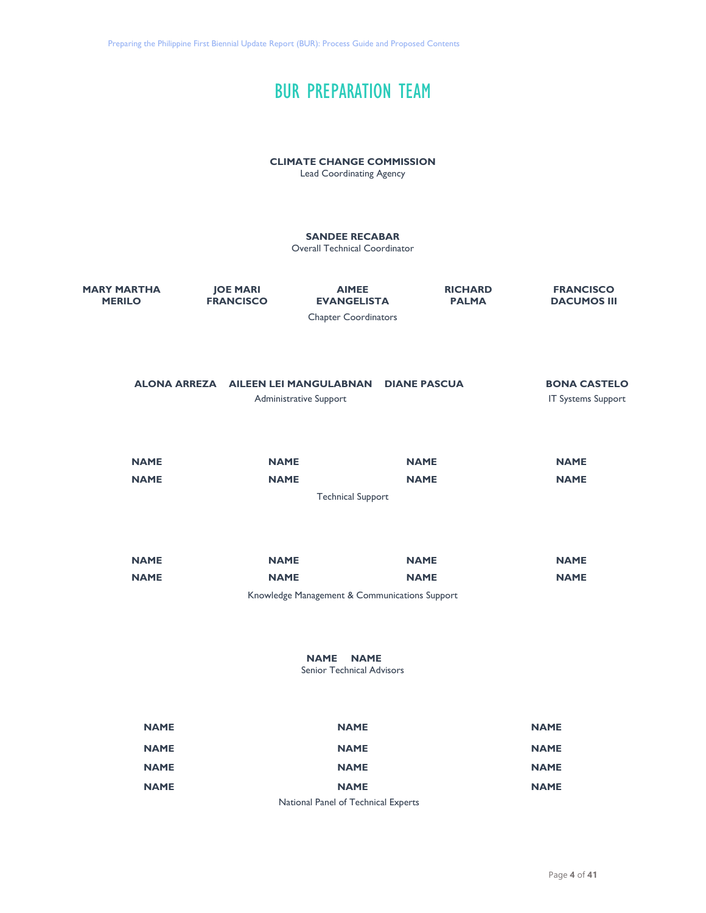# BUR PREPARATION TEAM

**CLIMATE CHANGE COMMISSION**
Lead Coordinating Agency

**SANDEE RECABAR**
Overall Technical Coordinator

**MARY MARTHA MERILO** | **JOE MARI FRANCISCO** | **AIMEE EVANGELISTA** | **RICHARD PALMA** | **FRANCISCO DACUMOS III**

Chapter Coordinators

**ALONA ARREZA** | **AILEEN LEI MANGULABNAN** | **DIANE PASCUA**

Administrative Support

**BONA CASTELO**
IT Systems Support

**NAME** | **NAME** | **NAME** | **NAME**
**NAME** | **NAME** | **NAME** | **NAME**

Technical Support

**NAME** | **NAME** | **NAME** | **NAME**
**NAME** | **NAME** | **NAME** | **NAME**

Knowledge Management & Communications Support

**NAME** | **NAME**

Senior Technical Advisors

**NAME** | **NAME** | **NAME**
**NAME** | **NAME** | **NAME**
**NAME** | **NAME** | **NAME**
**NAME** | **NAME** | **NAME**

National Panel of Technical Experts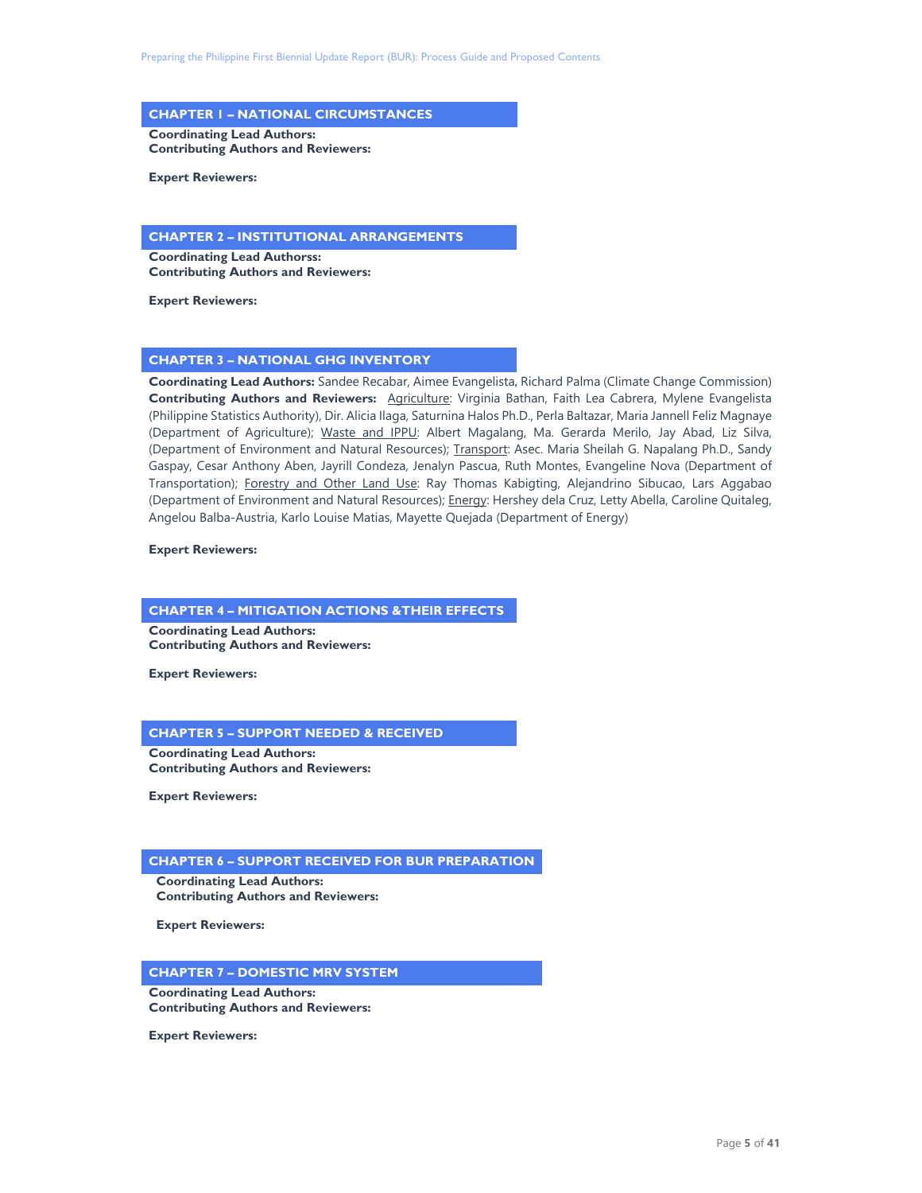## CHAPTER I – NATIONAL CIRCUMSTANCES

**Coordinating Lead Authors:**
**Contributing Authors and Reviewers:**

**Expert Reviewers:**

## CHAPTER 2 – INSTITUTIONAL ARRANGEMENTS

**Coordinating Lead Authorss:**
**Contributing Authors and Reviewers:**

**Expert Reviewers:**

## CHAPTER 3 – NATIONAL GHG INVENTORY

**Coordinating Lead Authors:** Sandee Recabar, Aimee Evangelista, Richard Palma (Climate Change Commission)
**Contributing Authors and Reviewers:** Agriculture: Virginia Bathan, Faith Lea Cabrera, Mylene Evangelista (Philippine Statistics Authority), Dir. Alicia Ilaga, Saturnina Halos Ph.D., Perla Baltazar, Maria Jannell Feliz Magnaye (Department of Agriculture); Waste and IPPU: Albert Magalang, Ma. Gerarda Merilo, Jay Abad, Liz Silva, (Department of Environment and Natural Resources); Transport: Asec. Maria Sheilah G. Napalang Ph.D., Sandy Gaspay, Cesar Anthony Aben, Jayrill Condeza, Jenalyn Pascua, Ruth Montes, Evangeline Nova (Department of Transportation); Forestry and Other Land Use: Ray Thomas Kabigting, Alejandrino Sibucao, Lars Aggabao (Department of Environment and Natural Resources); Energy: Hershey dela Cruz, Letty Abella, Caroline Quitaleg, Angelou Balba-Austria, Karlo Louise Matias, Mayette Quejada (Department of Energy)

**Expert Reviewers:**

## CHAPTER 4 – MITIGATION ACTIONS &THEIR EFFECTS

**Coordinating Lead Authors:**
**Contributing Authors and Reviewers:**

**Expert Reviewers:**

## CHAPTER 5 – SUPPORT NEEDED & RECEIVED

**Coordinating Lead Authors:**
**Contributing Authors and Reviewers:**

**Expert Reviewers:**

## CHAPTER 6 – SUPPORT RECEIVED FOR BUR PREPARATION

**Coordinating Lead Authors:**
**Contributing Authors and Reviewers:**

**Expert Reviewers:**

## CHAPTER 7 – DOMESTIC MRV SYSTEM

**Coordinating Lead Authors:**
**Contributing Authors and Reviewers:**

**Expert Reviewers:**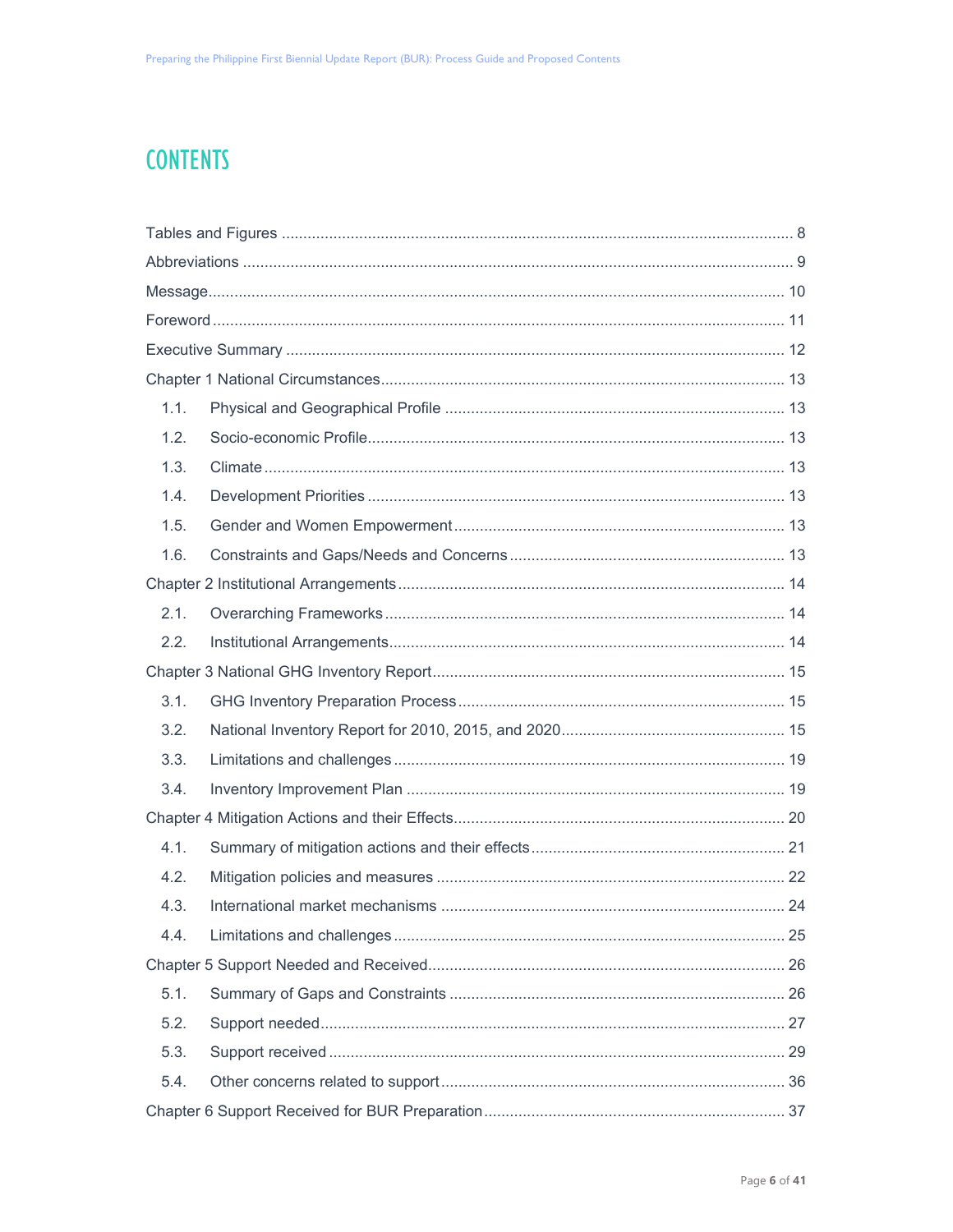# CONTENTS

Tables and Figures ........ 8
Abbreviations ........ 9
Message ........ 10
Foreword ........ 11
Executive Summary ........ 12
Chapter 1 National Circumstances ........ 13
- 1.1. Physical and Geographical Profile ........ 13
- 1.2. Socio-economic Profile ........ 13
- 1.3. Climate ........ 13
- 1.4. Development Priorities ........ 13
- 1.5. Gender and Women Empowerment ........ 13
- 1.6. Constraints and Gaps/Needs and Concerns ........ 13

Chapter 2 Institutional Arrangements ........ 14
- 2.1. Overarching Frameworks ........ 14
- 2.2. Institutional Arrangements ........ 14

Chapter 3 National GHG Inventory Report ........ 15
- 3.1. GHG Inventory Preparation Process ........ 15
- 3.2. National Inventory Report for 2010, 2015, and 2020 ........ 15
- 3.3. Limitations and challenges ........ 19
- 3.4. Inventory Improvement Plan ........ 19

Chapter 4 Mitigation Actions and their Effects ........ 20
- 4.1. Summary of mitigation actions and their effects ........ 21
- 4.2. Mitigation policies and measures ........ 22
- 4.3. International market mechanisms ........ 24
- 4.4. Limitations and challenges ........ 25

Chapter 5 Support Needed and Received ........ 26
- 5.1. Summary of Gaps and Constraints ........ 26
- 5.2. Support needed ........ 27
- 5.3. Support received ........ 29
- 5.4. Other concerns related to support ........ 36

Chapter 6 Support Received for BUR Preparation ........ 37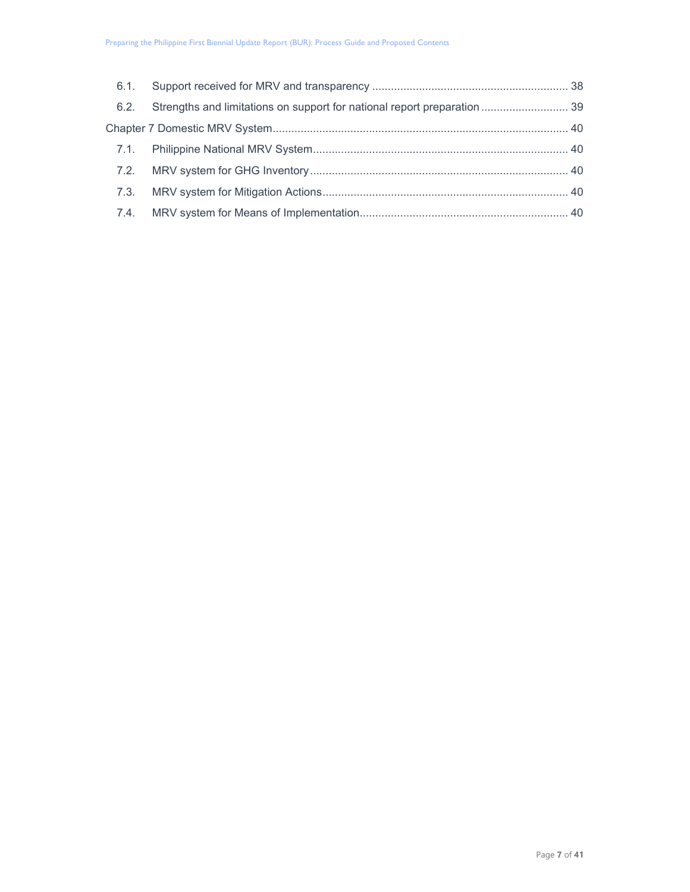6.1. Support received for MRV and transparency ............................................................. 38

6.2. Strengths and limitations on support for national report preparation ............................ 39

Chapter 7 Domestic MRV System............................................................................................. 40

7.1. Philippine National MRV System.................................................................................. 40

7.2. MRV system for GHG Inventory................................................................................... 40

7.3. MRV system for Mitigation Actions............................................................................... 40

7.4. MRV system for Means of Implementation................................................................... 40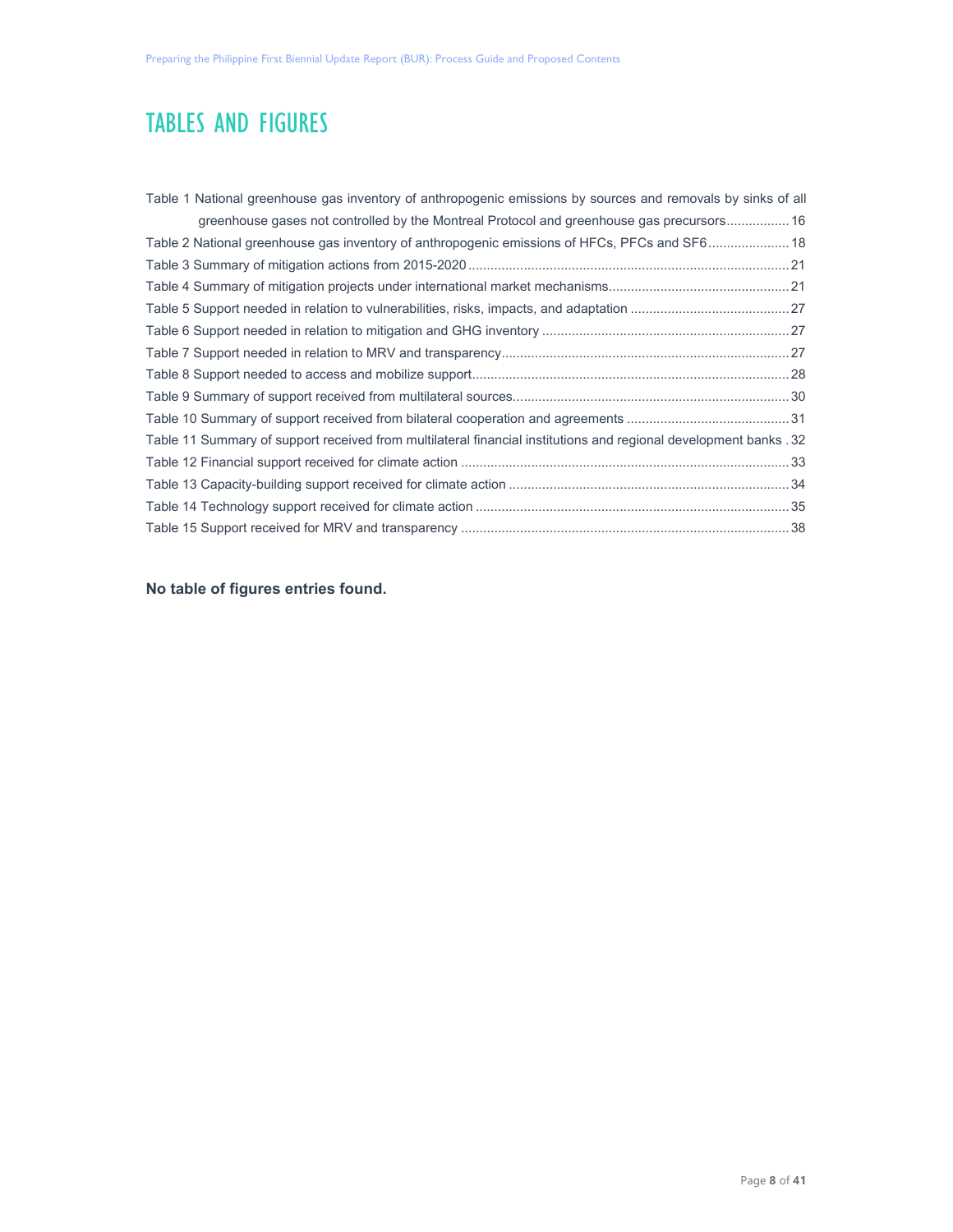# TABLES AND FIGURES

Table 1 National greenhouse gas inventory of anthropogenic emissions by sources and removals by sinks of all greenhouse gases not controlled by the Montreal Protocol and greenhouse gas precursors................. 16
Table 2 National greenhouse gas inventory of anthropogenic emissions of HFCs, PFCs and SF6...................... 18
Table 3 Summary of mitigation actions from 2015-2020 ........................................................................ 21
Table 4 Summary of mitigation projects under international market mechanisms.................................................. 21
Table 5 Support needed in relation to vulnerabilities, risks, impacts, and adaptation ........................................... 27
Table 6 Support needed in relation to mitigation and GHG inventory ................................................................... 27
Table 7 Support needed in relation to MRV and transparency.............................................................................. 27
Table 8 Support needed to access and mobilize support...................................................................................... 28
Table 9 Summary of support received from multilateral sources........................................................................... 30
Table 10 Summary of support received from bilateral cooperation and agreements ............................................ 31
Table 11 Summary of support received from multilateral financial institutions and regional development banks . 32
Table 12 Financial support received for climate action ......................................................................................... 33
Table 13 Capacity-building support received for climate action ............................................................................ 34
Table 14 Technology support received for climate action ..................................................................................... 35
Table 15 Support received for MRV and transparency ......................................................................................... 38

**No table of figures entries found.**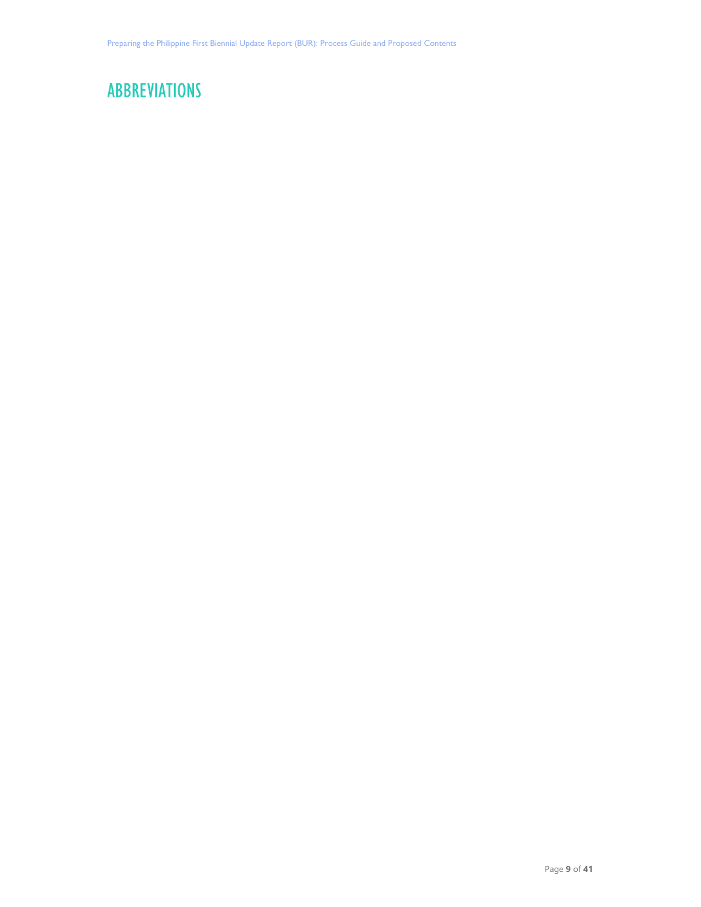# ABBREVIATIONS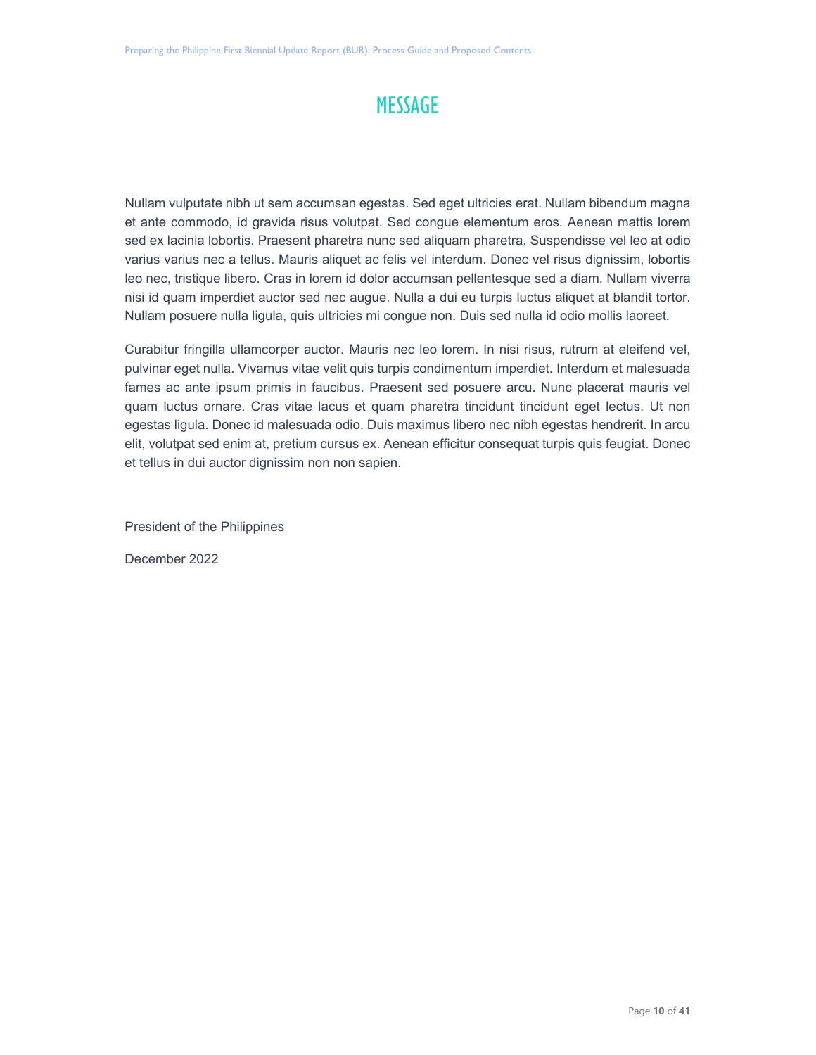# MESSAGE

Nullam vulputate nibh ut sem accumsan egestas. Sed eget ultricies erat. Nullam bibendum magna et ante commodo, id gravida risus volutpat. Sed congue elementum eros. Aenean mattis lorem sed ex lacinia lobortis. Praesent pharetra nunc sed aliquam pharetra. Suspendisse vel leo at odio varius varius nec a tellus. Mauris aliquet ac felis vel interdum. Donec vel risus dignissim, lobortis leo nec, tristique libero. Cras in lorem id dolor accumsan pellentesque sed a diam. Nullam viverra nisi id quam imperdiet auctor sed nec augue. Nulla a dui eu turpis luctus aliquet at blandit tortor. Nullam posuere nulla ligula, quis ultricies mi congue non. Duis sed nulla id odio mollis laoreet.

Curabitur fringilla ullamcorper auctor. Mauris nec leo lorem. In nisi risus, rutrum at eleifend vel, pulvinar eget nulla. Vivamus vitae velit quis turpis condimentum imperdiet. Interdum et malesuada fames ac ante ipsum primis in faucibus. Praesent sed posuere arcu. Nunc placerat mauris vel quam luctus ornare. Cras vitae lacus et quam pharetra tincidunt tincidunt eget lectus. Ut non egestas ligula. Donec id malesuada odio. Duis maximus libero nec nibh egestas hendrerit. In arcu elit, volutpat sed enim at, pretium cursus ex. Aenean efficitur consequat turpis quis feugiat. Donec et tellus in dui auctor dignissim non non sapien.

President of the Philippines

December 2022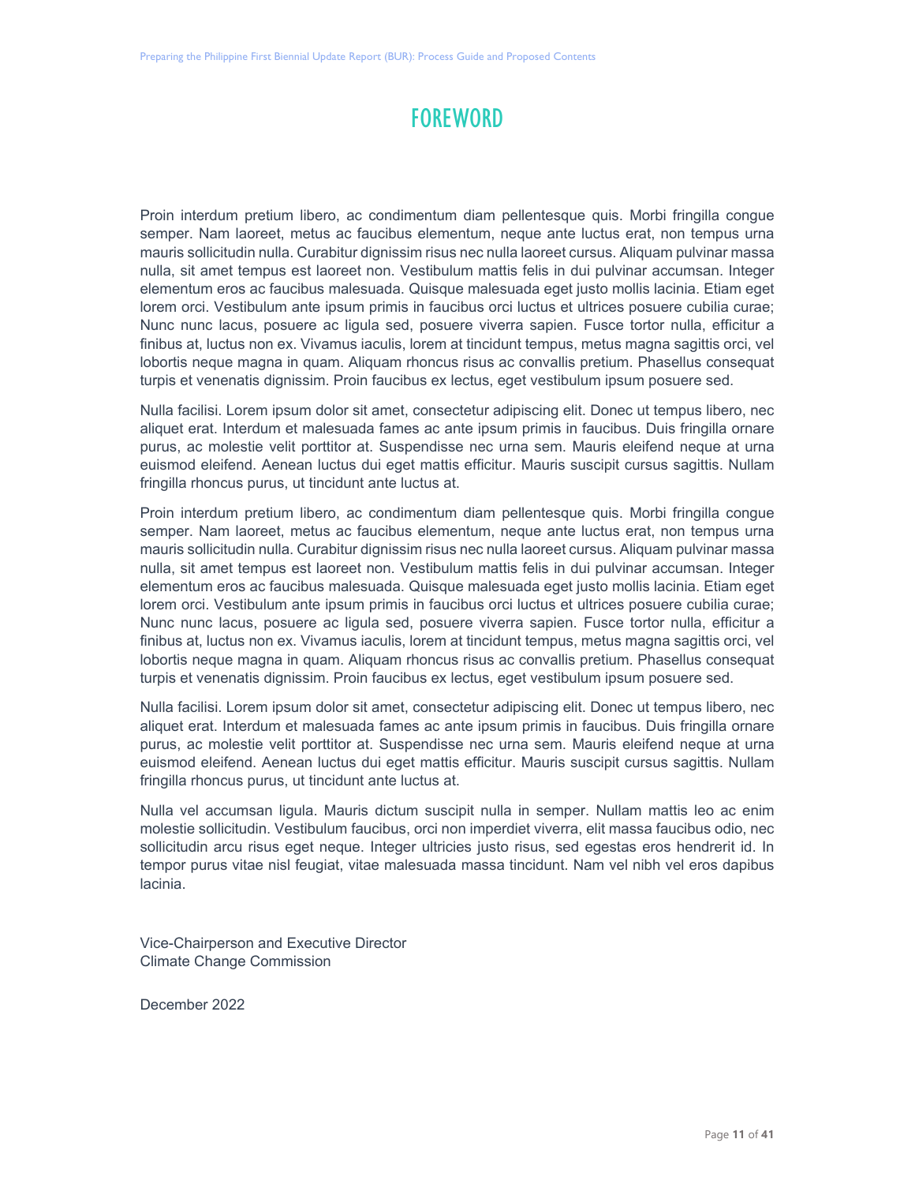# FOREWORD

Proin interdum pretium libero, ac condimentum diam pellentesque quis. Morbi fringilla congue semper. Nam laoreet, metus ac faucibus elementum, neque ante luctus erat, non tempus urna mauris sollicitudin nulla. Curabitur dignissim risus nec nulla laoreet cursus. Aliquam pulvinar massa nulla, sit amet tempus est laoreet non. Vestibulum mattis felis in dui pulvinar accumsan. Integer elementum eros ac faucibus malesuada. Quisque malesuada eget justo mollis lacinia. Etiam eget lorem orci. Vestibulum ante ipsum primis in faucibus orci luctus et ultrices posuere cubilia curae; Nunc nunc lacus, posuere ac ligula sed, posuere viverra sapien. Fusce tortor nulla, efficitur a finibus at, luctus non ex. Vivamus iaculis, lorem at tincidunt tempus, metus magna sagittis orci, vel lobortis neque magna in quam. Aliquam rhoncus risus ac convallis pretium. Phasellus consequat turpis et venenatis dignissim. Proin faucibus ex lectus, eget vestibulum ipsum posuere sed.

Nulla facilisi. Lorem ipsum dolor sit amet, consectetur adipiscing elit. Donec ut tempus libero, nec aliquet erat. Interdum et malesuada fames ac ante ipsum primis in faucibus. Duis fringilla ornare purus, ac molestie velit porttitor at. Suspendisse nec urna sem. Mauris eleifend neque at urna euismod eleifend. Aenean luctus dui eget mattis efficitur. Mauris suscipit cursus sagittis. Nullam fringilla rhoncus purus, ut tincidunt ante luctus at.

Proin interdum pretium libero, ac condimentum diam pellentesque quis. Morbi fringilla congue semper. Nam laoreet, metus ac faucibus elementum, neque ante luctus erat, non tempus urna mauris sollicitudin nulla. Curabitur dignissim risus nec nulla laoreet cursus. Aliquam pulvinar massa nulla, sit amet tempus est laoreet non. Vestibulum mattis felis in dui pulvinar accumsan. Integer elementum eros ac faucibus malesuada. Quisque malesuada eget justo mollis lacinia. Etiam eget lorem orci. Vestibulum ante ipsum primis in faucibus orci luctus et ultrices posuere cubilia curae; Nunc nunc lacus, posuere ac ligula sed, posuere viverra sapien. Fusce tortor nulla, efficitur a finibus at, luctus non ex. Vivamus iaculis, lorem at tincidunt tempus, metus magna sagittis orci, vel lobortis neque magna in quam. Aliquam rhoncus risus ac convallis pretium. Phasellus consequat turpis et venenatis dignissim. Proin faucibus ex lectus, eget vestibulum ipsum posuere sed.

Nulla facilisi. Lorem ipsum dolor sit amet, consectetur adipiscing elit. Donec ut tempus libero, nec aliquet erat. Interdum et malesuada fames ac ante ipsum primis in faucibus. Duis fringilla ornare purus, ac molestie velit porttitor at. Suspendisse nec urna sem. Mauris eleifend neque at urna euismod eleifend. Aenean luctus dui eget mattis efficitur. Mauris suscipit cursus sagittis. Nullam fringilla rhoncus purus, ut tincidunt ante luctus at.

Nulla vel accumsan ligula. Mauris dictum suscipit nulla in semper. Nullam mattis leo ac enim molestie sollicitudin. Vestibulum faucibus, orci non imperdiet viverra, elit massa faucibus odio, nec sollicitudin arcu risus eget neque. Integer ultricies justo risus, sed egestas eros hendrerit id. In tempor purus vitae nisl feugiat, vitae malesuada massa tincidunt. Nam vel nibh vel eros dapibus lacinia.

Vice-Chairperson and Executive Director
Climate Change Commission

December 2022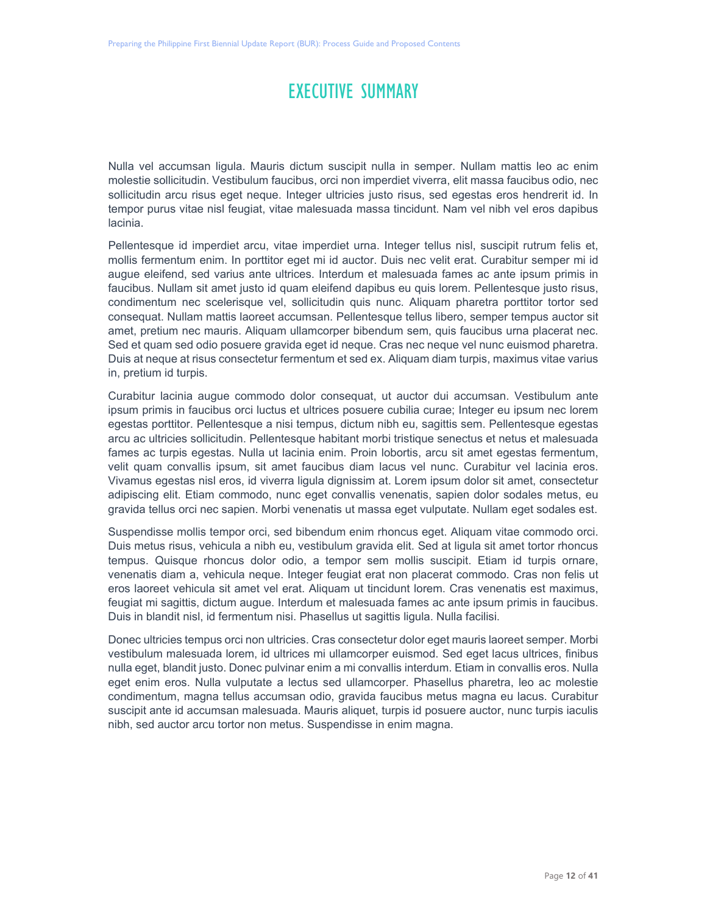# EXECUTIVE SUMMARY

Nulla vel accumsan ligula. Mauris dictum suscipit nulla in semper. Nullam mattis leo ac enim molestie sollicitudin. Vestibulum faucibus, orci non imperdiet viverra, elit massa faucibus odio, nec sollicitudin arcu risus eget neque. Integer ultricies justo risus, sed egestas eros hendrerit id. In tempor purus vitae nisl feugiat, vitae malesuada massa tincidunt. Nam vel nibh vel eros dapibus lacinia.

Pellentesque id imperdiet arcu, vitae imperdiet urna. Integer tellus nisl, suscipit rutrum felis et, mollis fermentum enim. In porttitor eget mi id auctor. Duis nec velit erat. Curabitur semper mi id augue eleifend, sed varius ante ultrices. Interdum et malesuada fames ac ante ipsum primis in faucibus. Nullam sit amet justo id quam eleifend dapibus eu quis lorem. Pellentesque justo risus, condimentum nec scelerisque vel, sollicitudin quis nunc. Aliquam pharetra porttitor tortor sed consequat. Nullam mattis laoreet accumsan. Pellentesque tellus libero, semper tempus auctor sit amet, pretium nec mauris. Aliquam ullamcorper bibendum sem, quis faucibus urna placerat nec. Sed et quam sed odio posuere gravida eget id neque. Cras nec neque vel nunc euismod pharetra. Duis at neque at risus consectetur fermentum et sed ex. Aliquam diam turpis, maximus vitae varius in, pretium id turpis.

Curabitur lacinia augue commodo dolor consequat, ut auctor dui accumsan. Vestibulum ante ipsum primis in faucibus orci luctus et ultrices posuere cubilia curae; Integer eu ipsum nec lorem egestas porttitor. Pellentesque a nisi tempus, dictum nibh eu, sagittis sem. Pellentesque egestas arcu ac ultricies sollicitudin. Pellentesque habitant morbi tristique senectus et netus et malesuada fames ac turpis egestas. Nulla ut lacinia enim. Proin lobortis, arcu sit amet egestas fermentum, velit quam convallis ipsum, sit amet faucibus diam lacus vel nunc. Curabitur vel lacinia eros. Vivamus egestas nisl eros, id viverra ligula dignissim at. Lorem ipsum dolor sit amet, consectetur adipiscing elit. Etiam commodo, nunc eget convallis venenatis, sapien dolor sodales metus, eu gravida tellus orci nec sapien. Morbi venenatis ut massa eget vulputate. Nullam eget sodales est.

Suspendisse mollis tempor orci, sed bibendum enim rhoncus eget. Aliquam vitae commodo orci. Duis metus risus, vehicula a nibh eu, vestibulum gravida elit. Sed at ligula sit amet tortor rhoncus tempus. Quisque rhoncus dolor odio, a tempor sem mollis suscipit. Etiam id turpis ornare, venenatis diam a, vehicula neque. Integer feugiat erat non placerat commodo. Cras non felis ut eros laoreet vehicula sit amet vel erat. Aliquam ut tincidunt lorem. Cras venenatis est maximus, feugiat mi sagittis, dictum augue. Interdum et malesuada fames ac ante ipsum primis in faucibus. Duis in blandit nisl, id fermentum nisi. Phasellus ut sagittis ligula. Nulla facilisi.

Donec ultricies tempus orci non ultricies. Cras consectetur dolor eget mauris laoreet semper. Morbi vestibulum malesuada lorem, id ultrices mi ullamcorper euismod. Sed eget lacus ultrices, finibus nulla eget, blandit justo. Donec pulvinar enim a mi convallis interdum. Etiam in convallis eros. Nulla eget enim eros. Nulla vulputate a lectus sed ullamcorper. Phasellus pharetra, leo ac molestie condimentum, magna tellus accumsan odio, gravida faucibus metus magna eu lacus. Curabitur suscipit ante id accumsan malesuada. Mauris aliquet, turpis id posuere auctor, nunc turpis iaculis nibh, sed auctor arcu tortor non metus. Suspendisse in enim magna.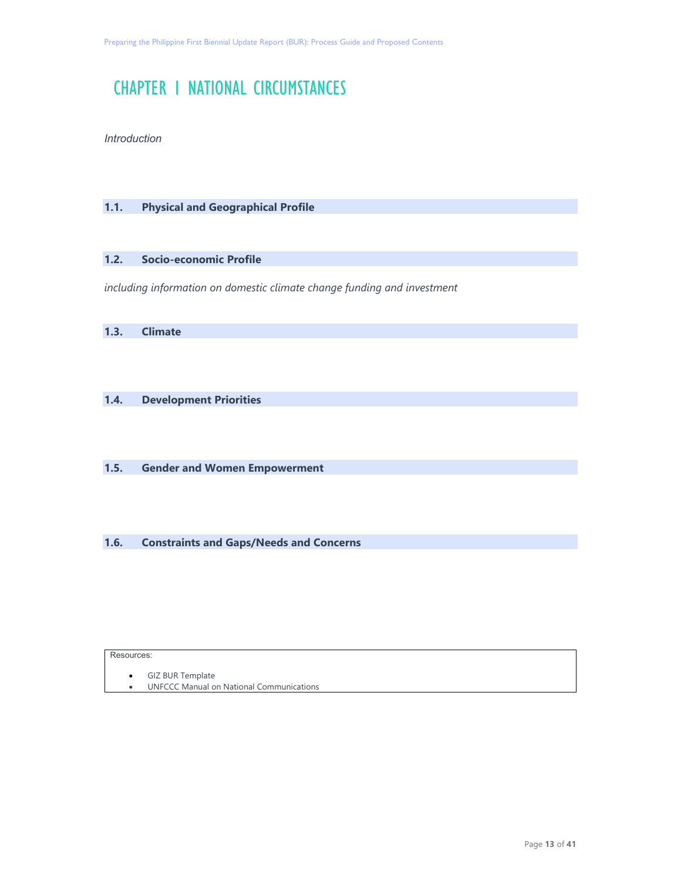# CHAPTER 1 NATIONAL CIRCUMSTANCES

*Introduction*

## 1.1. Physical and Geographical Profile

## 1.2. Socio-economic Profile

*including information on domestic climate change funding and investment*

## 1.3. Climate

## 1.4. Development Priorities

## 1.5. Gender and Women Empowerment

## 1.6. Constraints and Gaps/Needs and Concerns

Resources:

- GIZ BUR Template
- UNFCCC Manual on National Communications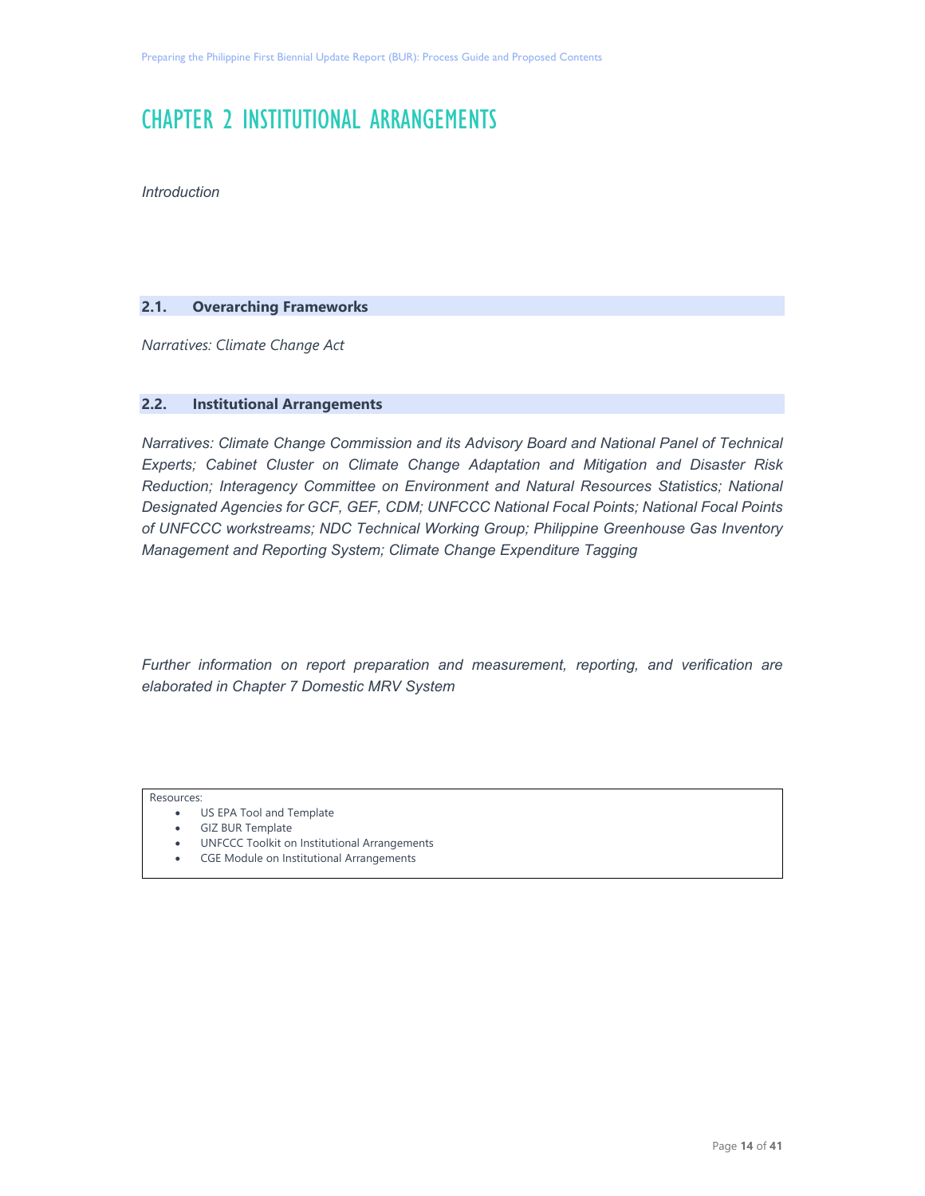# CHAPTER 2 INSTITUTIONAL ARRANGEMENTS

*Introduction*

## 2.1. Overarching Frameworks

*Narratives: Climate Change Act*

## 2.2. Institutional Arrangements

*Narratives: Climate Change Commission and its Advisory Board and National Panel of Technical Experts; Cabinet Cluster on Climate Change Adaptation and Mitigation and Disaster Risk Reduction; Interagency Committee on Environment and Natural Resources Statistics; National Designated Agencies for GCF, GEF, CDM; UNFCCC National Focal Points; National Focal Points of UNFCCC workstreams; NDC Technical Working Group; Philippine Greenhouse Gas Inventory Management and Reporting System; Climate Change Expenditure Tagging*

*Further information on report preparation and measurement, reporting, and verification are elaborated in Chapter 7 Domestic MRV System*

Resources:

- US EPA Tool and Template
- GIZ BUR Template
- UNFCCC Toolkit on Institutional Arrangements
- CGE Module on Institutional Arrangements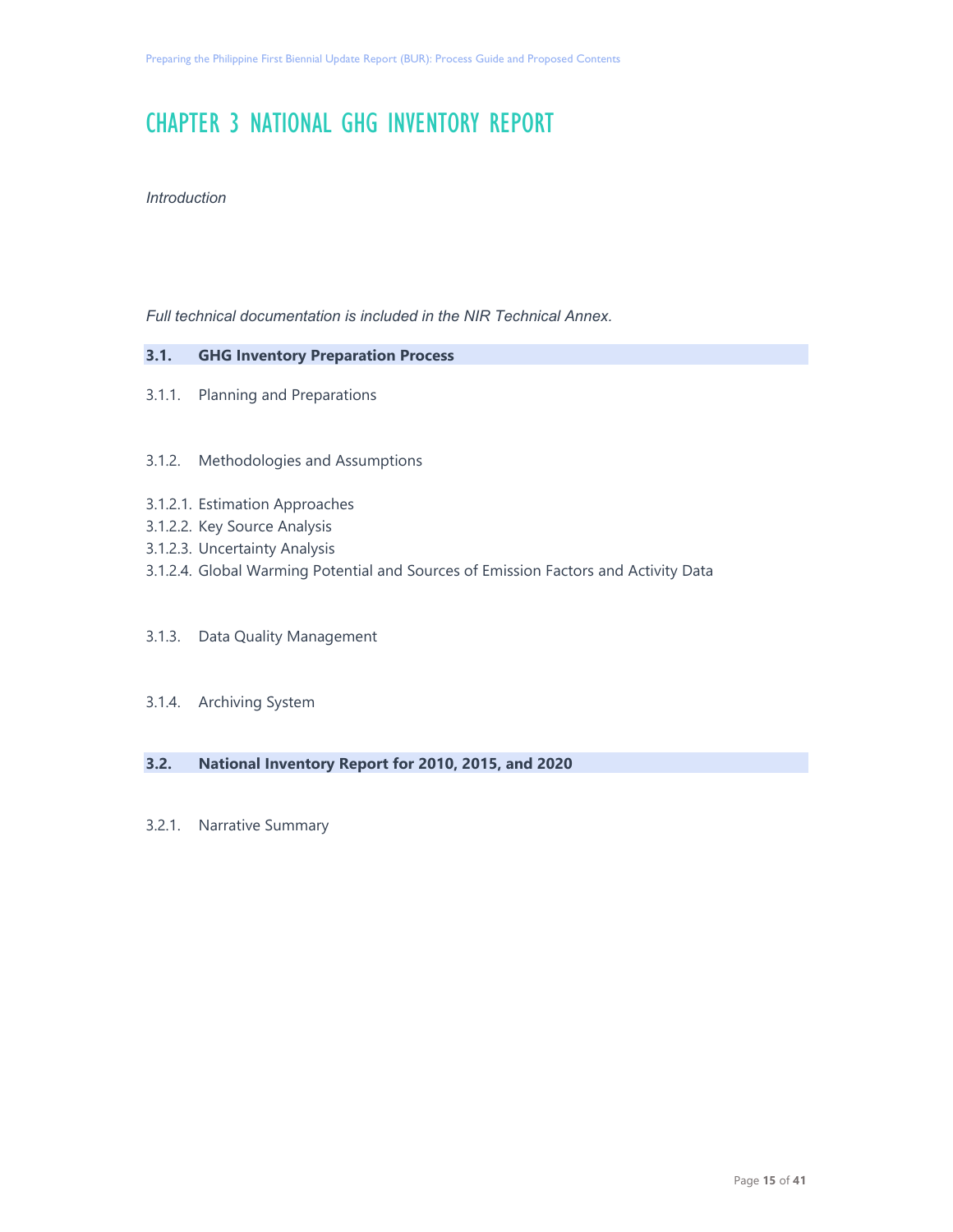# CHAPTER 3 NATIONAL GHG INVENTORY REPORT

*Introduction*

*Full technical documentation is included in the NIR Technical Annex.*

## 3.1. GHG Inventory Preparation Process

### 3.1.1. Planning and Preparations

### 3.1.2. Methodologies and Assumptions

3.1.2.1. Estimation Approaches

3.1.2.2. Key Source Analysis

3.1.2.3. Uncertainty Analysis

3.1.2.4. Global Warming Potential and Sources of Emission Factors and Activity Data

### 3.1.3. Data Quality Management

### 3.1.4. Archiving System

## 3.2. National Inventory Report for 2010, 2015, and 2020

### 3.2.1. Narrative Summary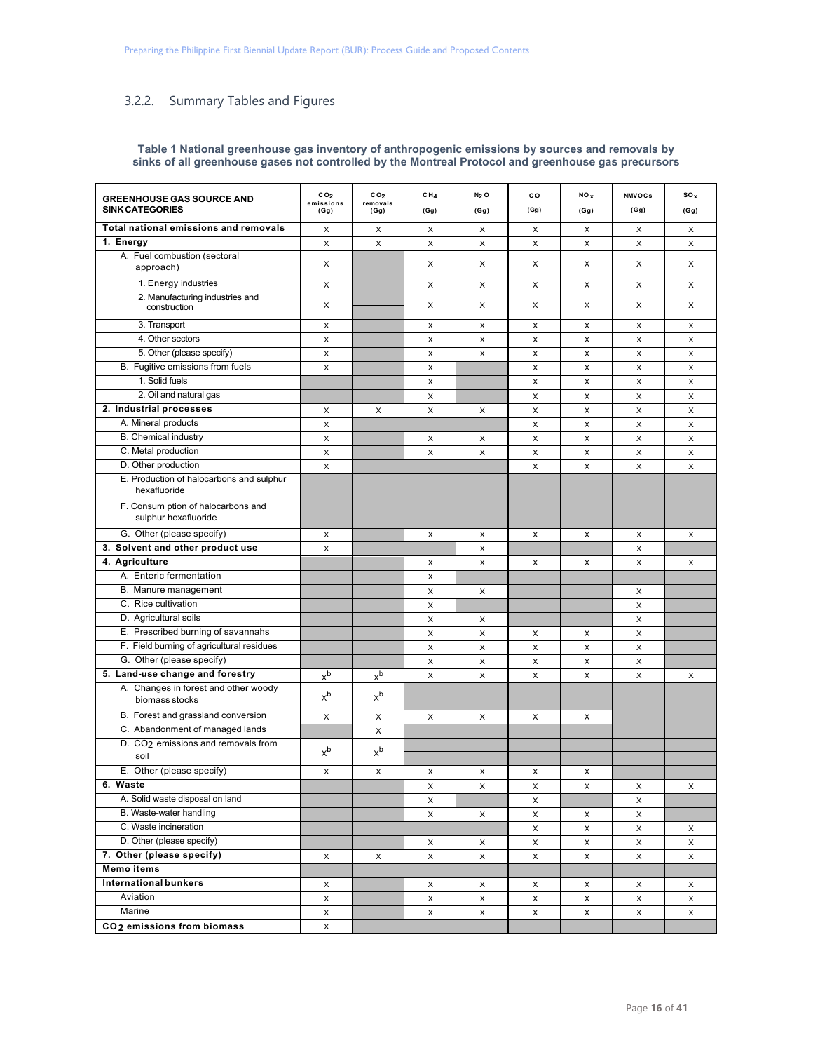### 3.2.2. Summary Tables and Figures

**Table 1 National greenhouse gas inventory of anthropogenic emissions by sources and removals by sinks of all greenhouse gases not controlled by the Montreal Protocol and greenhouse gas precursors**

| GREENHOUSE GAS SOURCE AND SINK CATEGORIES | $CO_2$ emissions (Gg) | $CO_2$ removals (Gg) | $CH_4$ (Gg) | $N_2O$ (Gg) | CO (Gg) | $NO_x$ (Gg) | NMVOCs (Gg) | $SO_x$ (Gg) |
|---|---|---|---|---|---|---|---|---|
| **Total national emissions and removals** | x | x | x | x | x | x | x | x |
| **1. Energy** | x | x | x | x | x | x | x | x |
| A. Fuel combustion (sectoral approach) | x | | x | x | x | x | x | x |
| 1. Energy industries | x | | x | x | x | x | x | x |
| 2. Manufacturing industries and construction | x | | x | x | x | x | x | x |
| 3. Transport | x | | x | x | x | x | x | x |
| 4. Other sectors | x | | x | x | x | x | x | x |
| 5. Other (please specify) | x | | x | x | x | x | x | x |
| B. Fugitive emissions from fuels | x | | x | | x | x | x | x |
| 1. Solid fuels | | | x | | x | x | x | x |
| 2. Oil and natural gas | | | x | | x | x | x | x |
| **2. Industrial processes** | x | x | x | x | x | x | x | x |
| A. Mineral products | x | | | | x | x | x | x |
| B. Chemical industry | x | | x | x | x | x | x | x |
| C. Metal production | x | | x | x | x | x | x | x |
| D. Other production | x | | | | x | x | x | x |
| E. Production of halocarbons and sulphur hexafluoride | | | | | | | | |
| F. Consum ption of halocarbons and sulphur hexafluoride | | | | | | | | |
| G. Other (please specify) | x | | x | x | x | x | x | x |
| **3. Solvent and other product use** | x | | | x | | | x | |
| **4. Agriculture** | | | x | x | x | x | x | x |
| A. Enteric fermentation | | | x | | | | | |
| B. Manure management | | | x | x | | | x | |
| C. Rice cultivation | | | x | | | | x | |
| D. Agricultural soils | | | x | x | | | x | |
| E. Prescribed burning of savannahs | | | x | x | x | x | x | |
| F. Field burning of agricultural residues | | | x | x | x | x | x | |
| G. Other (please specify) | | | x | x | x | x | x | |
| **5. Land-use change and forestry** | x[b] | x[b] | x | x | x | x | x | x |
| A. Changes in forest and other woody biomass stocks | x[b] | x[b] | | | | | | |
| B. Forest and grassland conversion | x | x | x | x | x | x | | |
| C. Abandonment of managed lands | | x | | | | | | |
| D. $CO_2$ emissions and removals from soil | x[b] | x[b] | | | | | | |
| E. Other (please specify) | x | x | x | x | x | x | | |
| **6. Waste** | | | x | x | x | x | x | x |
| A. Solid waste disposal on land | | | x | | x | | x | |
| B. Waste-water handling | | | x | x | x | x | x | |
| C. Waste incineration | | | | | x | x | x | x |
| D. Other (please specify) | | | x | x | x | x | x | x |
| **7. Other (please specify)** | x | x | x | x | x | x | x | x |
| **Memo items** | | | | | | | | |
| **International bunkers** | x | | x | x | x | x | x | x |
| Aviation | x | | x | x | x | x | x | x |
| Marine | x | | x | x | x | x | x | x |
| **$CO_2$ emissions from biomass** | x | | | | | | | |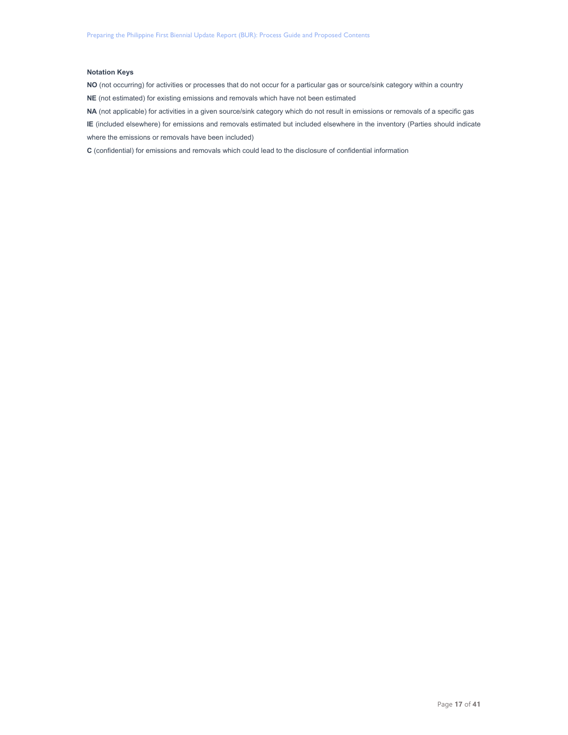**Notation Keys**

**NO** (not occurring) for activities or processes that do not occur for a particular gas or source/sink category within a country

**NE** (not estimated) for existing emissions and removals which have not been estimated

**NA** (not applicable) for activities in a given source/sink category which do not result in emissions or removals of a specific gas

**IE** (included elsewhere) for emissions and removals estimated but included elsewhere in the inventory (Parties should indicate where the emissions or removals have been included)

**C** (confidential) for emissions and removals which could lead to the disclosure of confidential information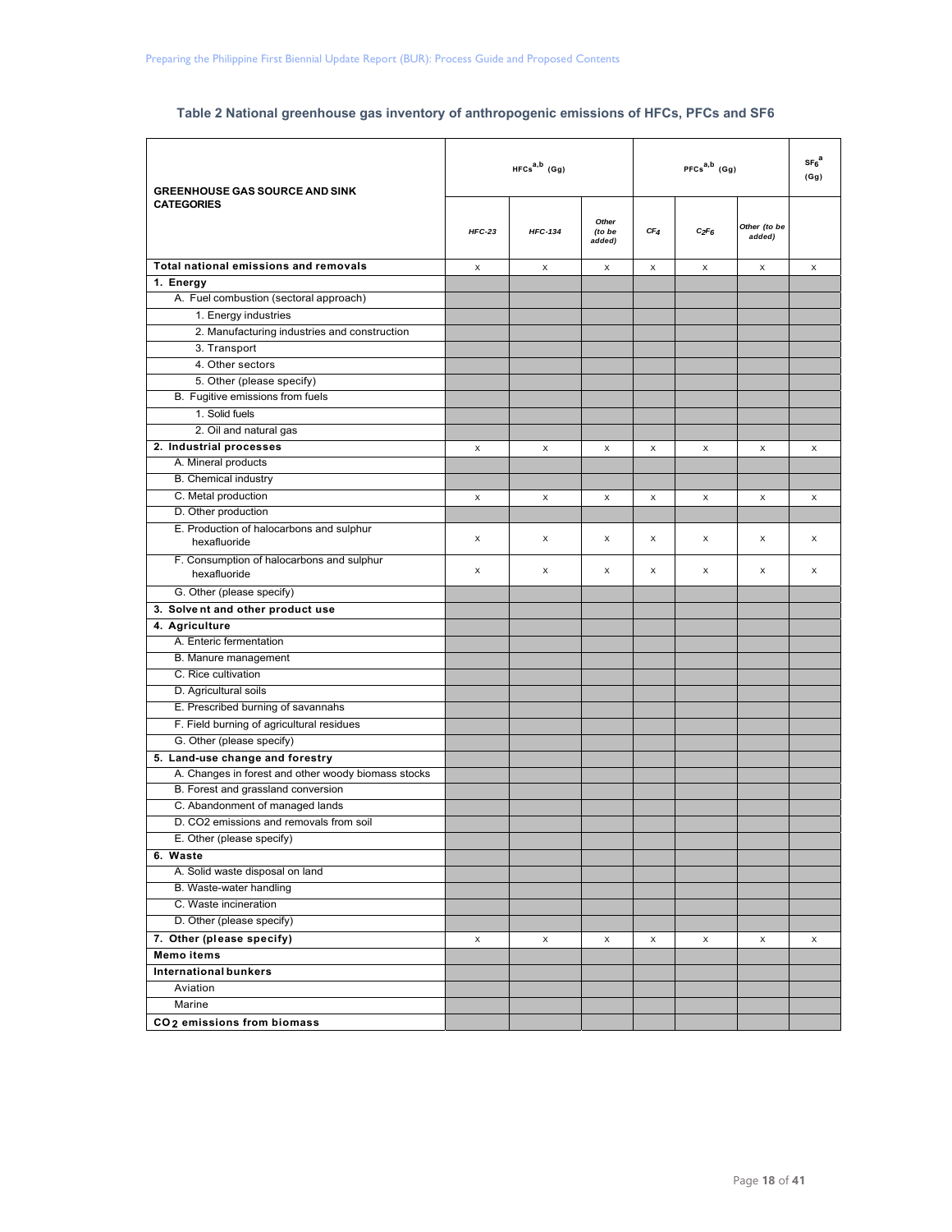**Table 2 National greenhouse gas inventory of anthropogenic emissions of HFCs, PFCs and SF6**

| GREENHOUSE GAS SOURCE AND SINK CATEGORIES | HFCs[a,b] (Gg) | | | PFCs[a,b] (Gg) | | | $SF_6$[a] (Gg) |
|---|---|---|---|---|---|---|---|
| | *HFC-23* | *HFC-134* | *Other (to be added)* | *$CF_4$* | *$C_2F_6$* | *Other (to be added)* | |
| **Total national emissions and removals** | x | x | x | x | x | x | x |
| **1. Energy** | | | | | | | |
| A. Fuel combustion (sectoral approach) | | | | | | | |
| 1. Energy industries | | | | | | | |
| 2. Manufacturing industries and construction | | | | | | | |
| 3. Transport | | | | | | | |
| 4. Other sectors | | | | | | | |
| 5. Other (please specify) | | | | | | | |
| B. Fugitive emissions from fuels | | | | | | | |
| 1. Solid fuels | | | | | | | |
| 2. Oil and natural gas | | | | | | | |
| **2. Industrial processes** | x | x | x | x | x | x | x |
| A. Mineral products | | | | | | | |
| B. Chemical industry | | | | | | | |
| C. Metal production | x | x | x | x | x | x | x |
| D. Other production | | | | | | | |
| E. Production of halocarbons and sulphur hexafluoride | x | x | x | x | x | x | x |
| F. Consumption of halocarbons and sulphur hexafluoride | x | x | x | x | x | x | x |
| G. Other (please specify) | | | | | | | |
| **3. Solvent and other product use** | | | | | | | |
| **4. Agriculture** | | | | | | | |
| A. Enteric fermentation | | | | | | | |
| B. Manure management | | | | | | | |
| C. Rice cultivation | | | | | | | |
| D. Agricultural soils | | | | | | | |
| E. Prescribed burning of savannahs | | | | | | | |
| F. Field burning of agricultural residues | | | | | | | |
| G. Other (please specify) | | | | | | | |
| **5. Land-use change and forestry** | | | | | | | |
| A. Changes in forest and other woody biomass stocks | | | | | | | |
| B. Forest and grassland conversion | | | | | | | |
| C. Abandonment of managed lands | | | | | | | |
| D. CO2 emissions and removals from soil | | | | | | | |
| E. Other (please specify) | | | | | | | |
| **6. Waste** | | | | | | | |
| A. Solid waste disposal on land | | | | | | | |
| B. Waste-water handling | | | | | | | |
| C. Waste incineration | | | | | | | |
| D. Other (please specify) | | | | | | | |
| **7. Other (please specify)** | x | x | x | x | x | x | x |
| **Memo items** | | | | | | | |
| **International bunkers** | | | | | | | |
| Aviation | | | | | | | |
| Marine | | | | | | | |
| **$CO_2$ emissions from biomass** | | | | | | | |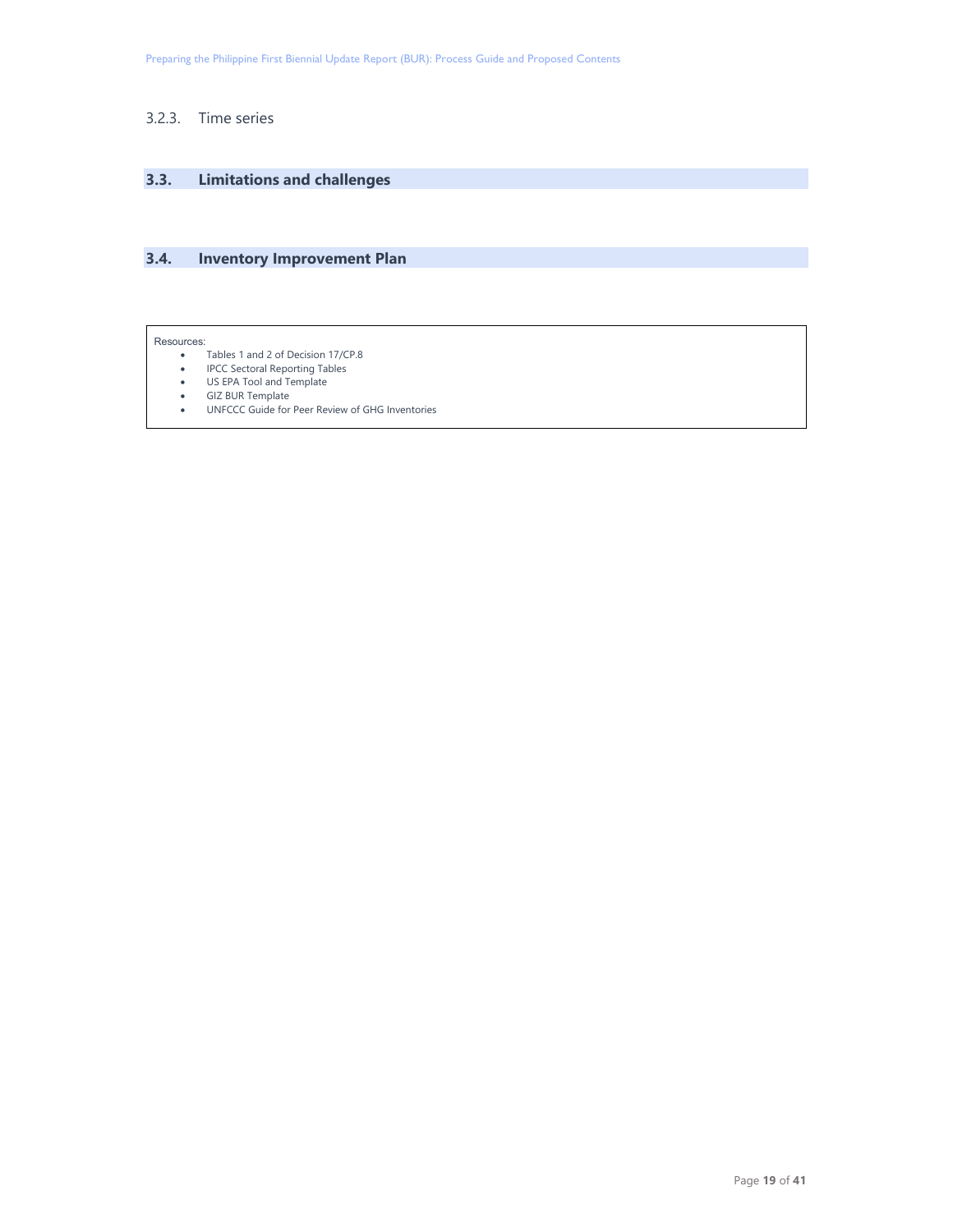### 3.2.3. Time series

## 3.3. Limitations and challenges

## 3.4. Inventory Improvement Plan

Resources:

- Tables 1 and 2 of Decision 17/CP.8
- IPCC Sectoral Reporting Tables
- US EPA Tool and Template
- GIZ BUR Template
- UNFCCC Guide for Peer Review of GHG Inventories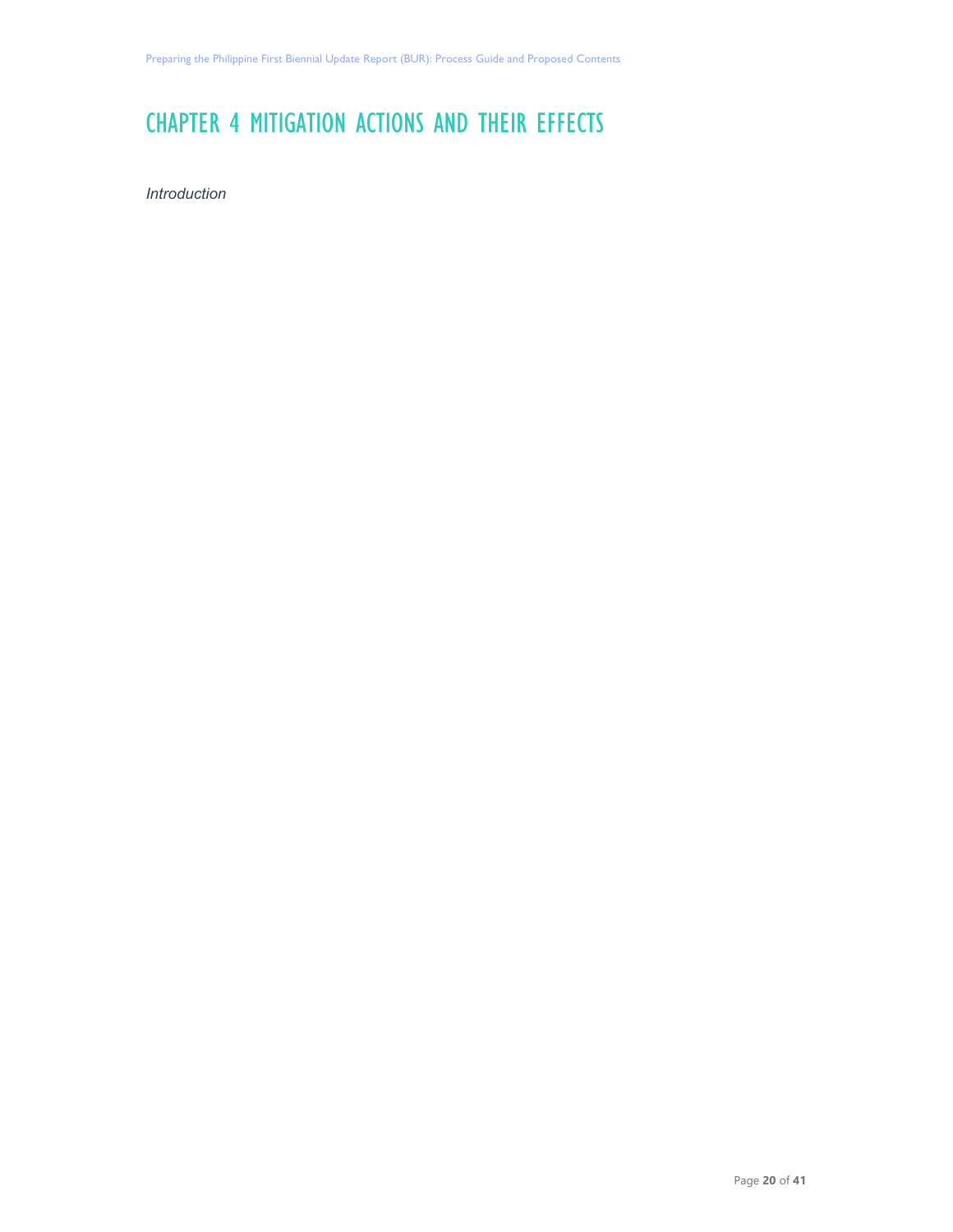# CHAPTER 4 MITIGATION ACTIONS AND THEIR EFFECTS

*Introduction*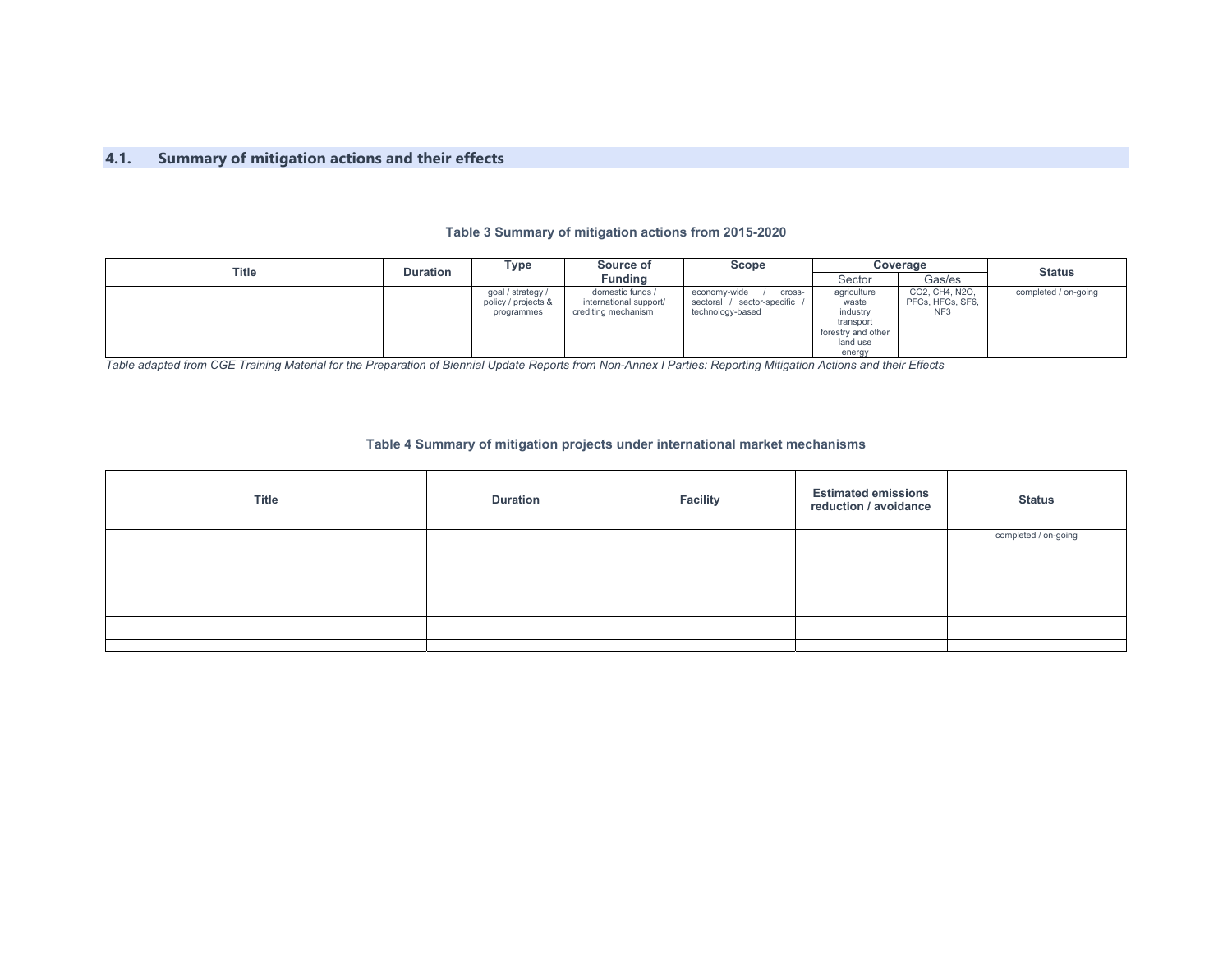## 4.1. Summary of mitigation actions and their effects

**Table 3 Summary of mitigation actions from 2015-2020**

| Title | Duration | Type | Source of Funding | Scope | Coverage | | Status |
|---|---|---|---|---|---|---|---|
| | | | | | Sector | Gas/es | |
| | | goal / strategy / policy / projects & programmes | domestic funds / international support/ crediting mechanism | economy-wide / cross-sectoral / sector-specific / technology-based | agriculture waste industry transport forestry and other land use energy | $CO_2$, $CH_4$, $N_2O$, PFCs, HFCs, $SF_6$, $NF_3$ | completed / on-going |

*Table adapted from CGE Training Material for the Preparation of Biennial Update Reports from Non-Annex I Parties: Reporting Mitigation Actions and their Effects*

**Table 4 Summary of mitigation projects under international market mechanisms**

| Title | Duration | Facility | Estimated emissions reduction / avoidance | Status |
|---|---|---|---|---|
| | | | | completed / on-going |
| | | | | |
| | | | | |
| | | | | |
| | | | | |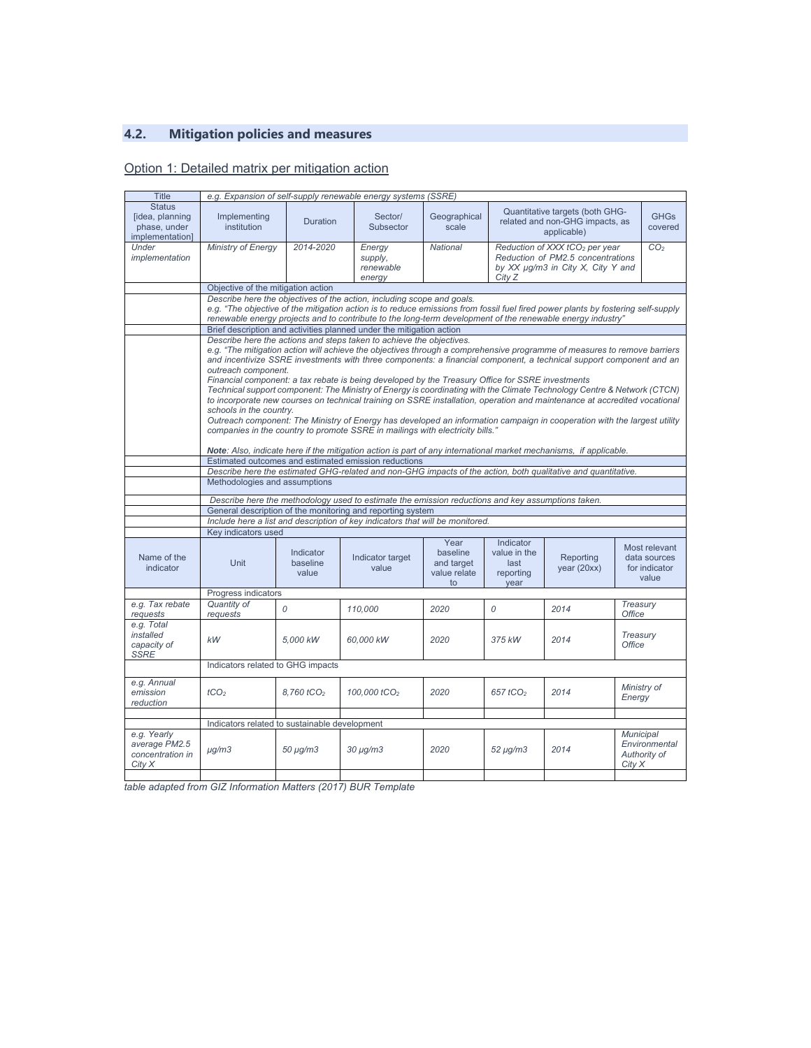## 4.2. Mitigation policies and measures

Option 1: Detailed matrix per mitigation action

| Title | *e.g. Expansion of self-supply renewable energy systems (SSRE)* | | | | | | | |
|---|---|---|---|---|---|---|---|---|
| Status [idea, planning phase, under implementation] | Implementing institution | Duration | Sector/ Subsector | Geographical scale | Quantitative targets (both GHG-related and non-GHG impacts, as applicable) | | | GHGs covered |
| *Under implementation* | *Ministry of Energy* | *2014-2020* | *Energy supply, renewable energy* | *National* | *Reduction of XXX $tCO_2$ per year Reduction of PM2.5 concentrations by XX μg/m3 in City X, City Y and City Z* | | | $CO_2$ |
| | Objective of the mitigation action | | | | | | | |
| | *Describe here the objectives of the action, including scope and goals. e.g. "The objective of the mitigation action is to reduce emissions from fossil fuel fired power plants by fostering self-supply renewable energy projects and to contribute to the long-term development of the renewable energy industry"* | | | | | | | |
| | Brief description and activities planned under the mitigation action | | | | | | | |
| | *Describe here the actions and steps taken to achieve the objectives. e.g. "The mitigation action will achieve the objectives through a comprehensive programme of measures to remove barriers and incentivize SSRE investments with three components: a financial component, a technical support component and an outreach component. Financial component: a tax rebate is being developed by the Treasury Office for SSRE investments Technical support component: The Ministry of Energy is coordinating with the Climate Technology Centre & Network (CTCN) to incorporate new courses on technical training on SSRE installation, operation and maintenance at accredited vocational schools in the country. Outreach component: The Ministry of Energy has developed an information campaign in cooperation with the largest utility companies in the country to promote SSRE in mailings with electricity bills." **Note**: Also, indicate here if the mitigation action is part of any international market mechanisms, if applicable.* | | | | | | | |
| | Estimated outcomes and estimated emission reductions | | | | | | | |
| | *Describe here the estimated GHG-related and non-GHG impacts of the action, both qualitative and quantitative.* | | | | | | | |
| | Methodologies and assumptions | | | | | | | |
| | *Describe here the methodology used to estimate the emission reductions and key assumptions taken.* | | | | | | | |
| | General description of the monitoring and reporting system | | | | | | | |
| | *Include here a list and description of key indicators that will be monitored.* | | | | | | | |
| | Key indicators used | | | | | | | |
| Name of the indicator | Unit | Indicator baseline value | Indicator target value | Year baseline and target value relate to | Indicator value in the last reporting year | Reporting year (20xx) | Most relevant data sources for indicator value | |
| | Progress indicators | | | | | | | |
| *e.g. Tax rebate requests* | *Quantity of requests* | *0* | *110,000* | *2020* | *0* | *2014* | *Treasury Office* | |
| *e.g. Total installed capacity of SSRE* | *kW* | *5,000 kW* | *60,000 kW* | *2020* | *375 kW* | *2014* | *Treasury Office* | |
| | Indicators related to GHG impacts | | | | | | | |
| *e.g. Annual emission reduction* | $tCO_2$ | *8,760* $tCO_2$ | *100,000* $tCO_2$ | *2020* | *657* $tCO_2$ | *2014* | *Ministry of Energy* | |
| | | | | | | | | |
| | Indicators related to sustainable development | | | | | | | |
| *e.g. Yearly average PM2.5 concentration in City X* | *μg/m3* | *50 μg/m3* | *30 μg/m3* | *2020* | *52 μg/m3* | *2014* | *Municipal Environmental Authority of City X* | |
| | | | | | | | | |

*table adapted from GIZ Information Matters (2017) BUR Template*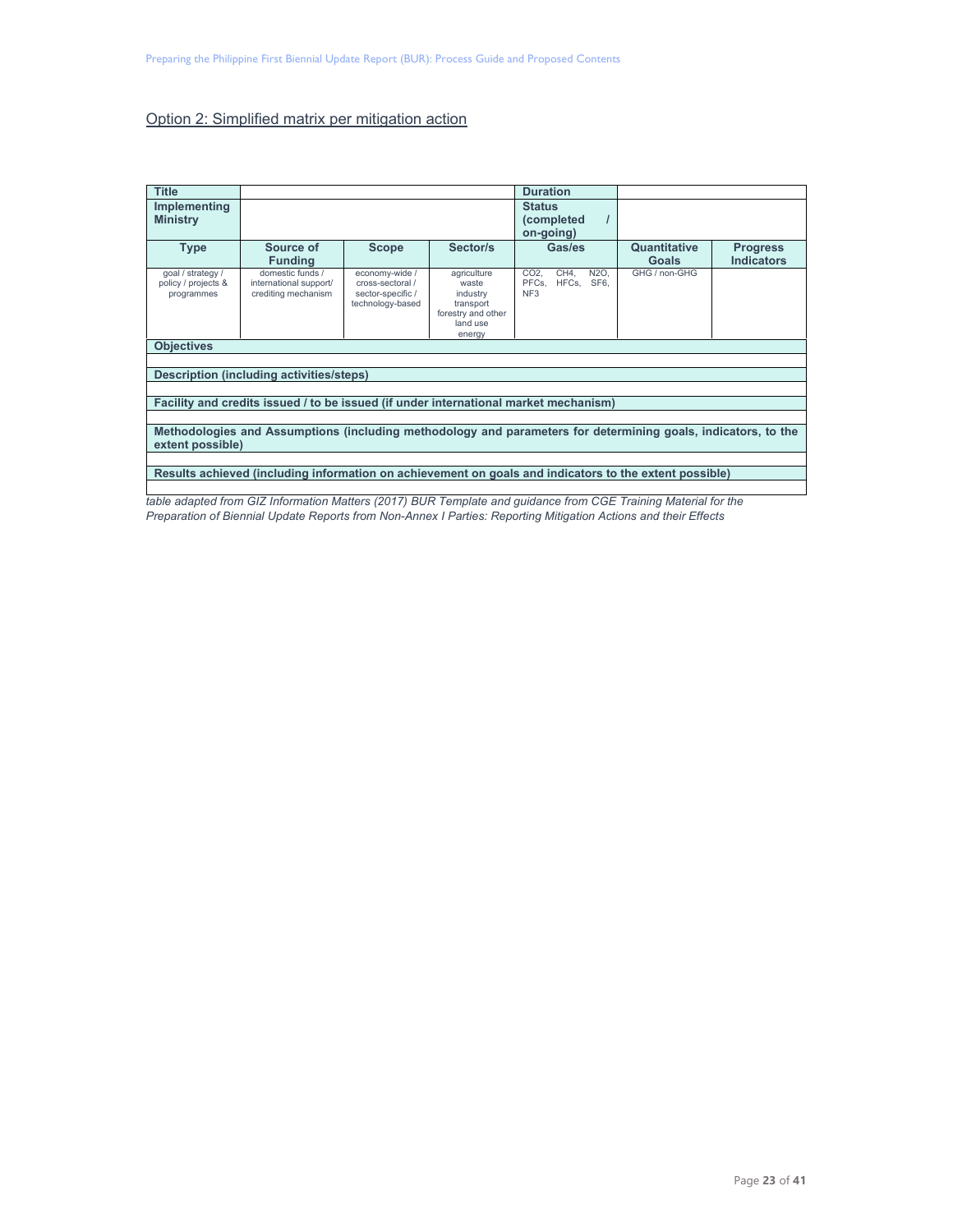Option 2: Simplified matrix per mitigation action

| Title | | | | Duration | | |
|---|---|---|---|---|---|---|
| **Implementing Ministry** | | | | **Status (completed / on-going)** | | |
| **Type** | **Source of Funding** | **Scope** | **Sector/s** | **Gas/es** | **Quantitative Goals** | **Progress Indicators** |
| goal / strategy / policy / projects & programmes | domestic funds / international support/ crediting mechanism | economy-wide / cross-sectoral / sector-specific / technology-based | agriculture waste industry transport forestry and other land use energy | $CO_2$, $CH_4$, $N_2O$, PFCs, HFCs, $SF_6$, $NF_3$ | GHG / non-GHG | |
| **Objectives** | | | | | | |
| | | | | | | |
| **Description (including activities/steps)** | | | | | | |
| | | | | | | |
| **Facility and credits issued / to be issued (if under international market mechanism)** | | | | | | |
| | | | | | | |
| **Methodologies and Assumptions (including methodology and parameters for determining goals, indicators, to the extent possible)** | | | | | | |
| | | | | | | |
| **Results achieved (including information on achievement on goals and indicators to the extent possible)** | | | | | | |
| | | | | | | |

*table adapted from GIZ Information Matters (2017) BUR Template and guidance from CGE Training Material for the Preparation of Biennial Update Reports from Non-Annex I Parties: Reporting Mitigation Actions and their Effects*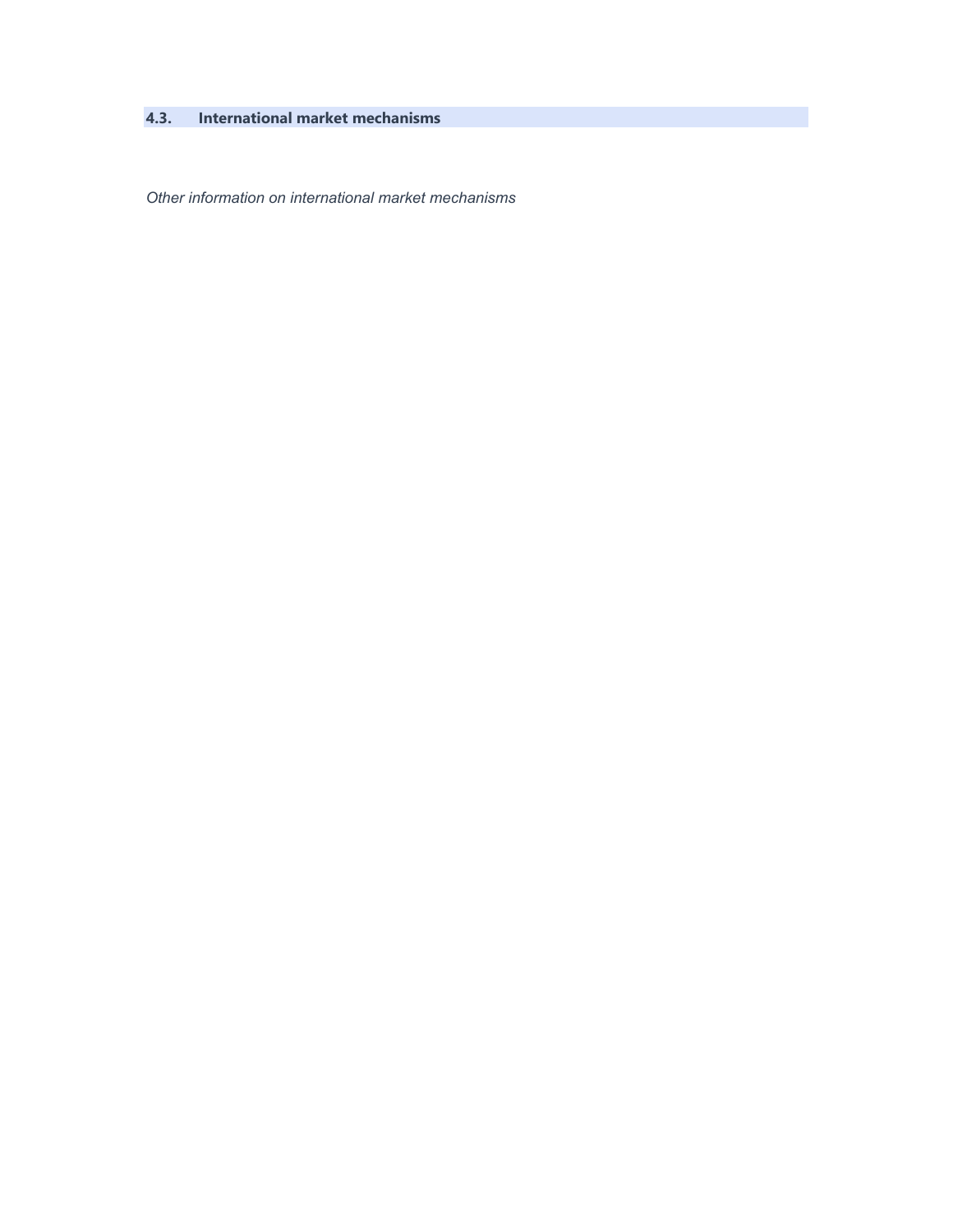## 4.3. International market mechanisms

*Other information on international market mechanisms*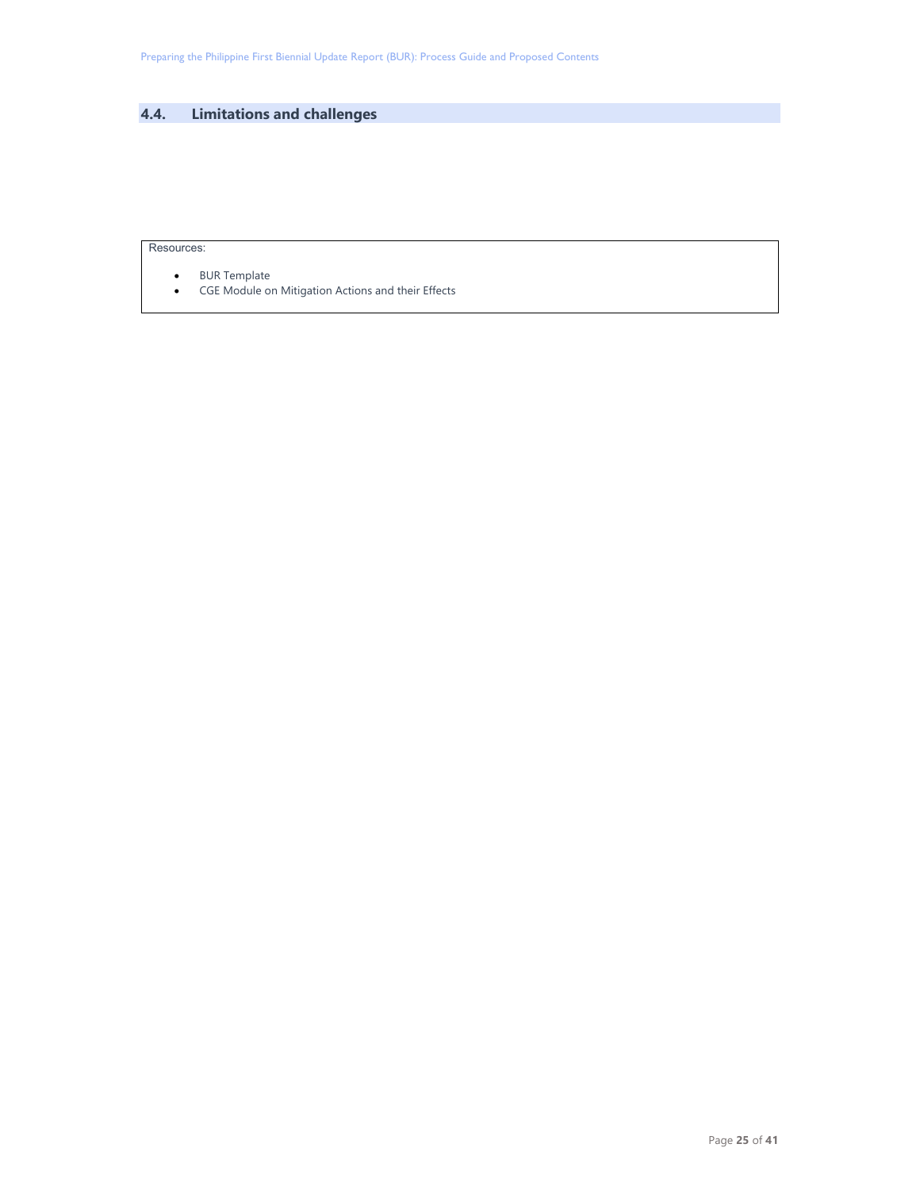## 4.4. Limitations and challenges

Resources:

- BUR Template
- CGE Module on Mitigation Actions and their Effects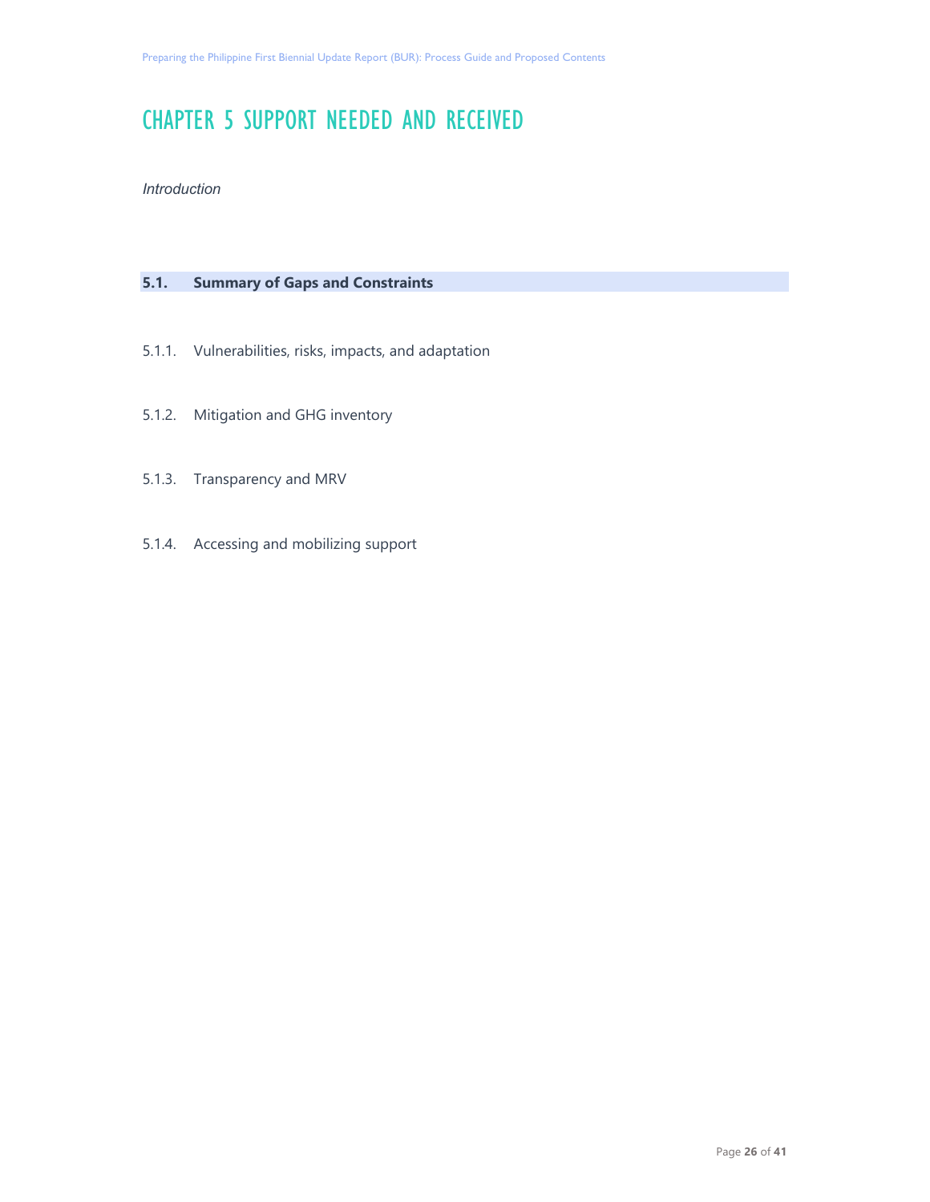# CHAPTER 5 SUPPORT NEEDED AND RECEIVED

*Introduction*

## 5.1. Summary of Gaps and Constraints

### 5.1.1. Vulnerabilities, risks, impacts, and adaptation

### 5.1.2. Mitigation and GHG inventory

### 5.1.3. Transparency and MRV

### 5.1.4. Accessing and mobilizing support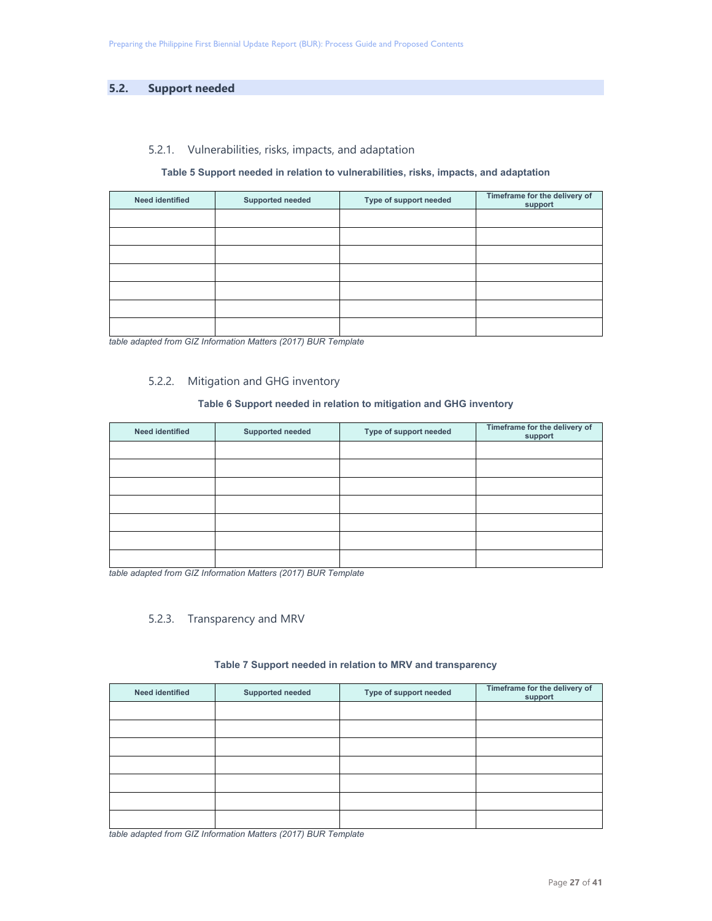## 5.2. Support needed

### 5.2.1. Vulnerabilities, risks, impacts, and adaptation

**Table 5 Support needed in relation to vulnerabilities, risks, impacts, and adaptation**

| Need identified | Supported needed | Type of support needed | Timeframe for the delivery of support |
|---|---|---|---|
| | | | |
| | | | |
| | | | |
| | | | |
| | | | |
| | | | |
| | | | |

*table adapted from GIZ Information Matters (2017) BUR Template*

### 5.2.2. Mitigation and GHG inventory

**Table 6 Support needed in relation to mitigation and GHG inventory**

| Need identified | Supported needed | Type of support needed | Timeframe for the delivery of support |
|---|---|---|---|
| | | | |
| | | | |
| | | | |
| | | | |
| | | | |
| | | | |
| | | | |

*table adapted from GIZ Information Matters (2017) BUR Template*

### 5.2.3. Transparency and MRV

**Table 7 Support needed in relation to MRV and transparency**

| Need identified | Supported needed | Type of support needed | Timeframe for the delivery of support |
|---|---|---|---|
| | | | |
| | | | |
| | | | |
| | | | |
| | | | |
| | | | |
| | | | |

*table adapted from GIZ Information Matters (2017) BUR Template*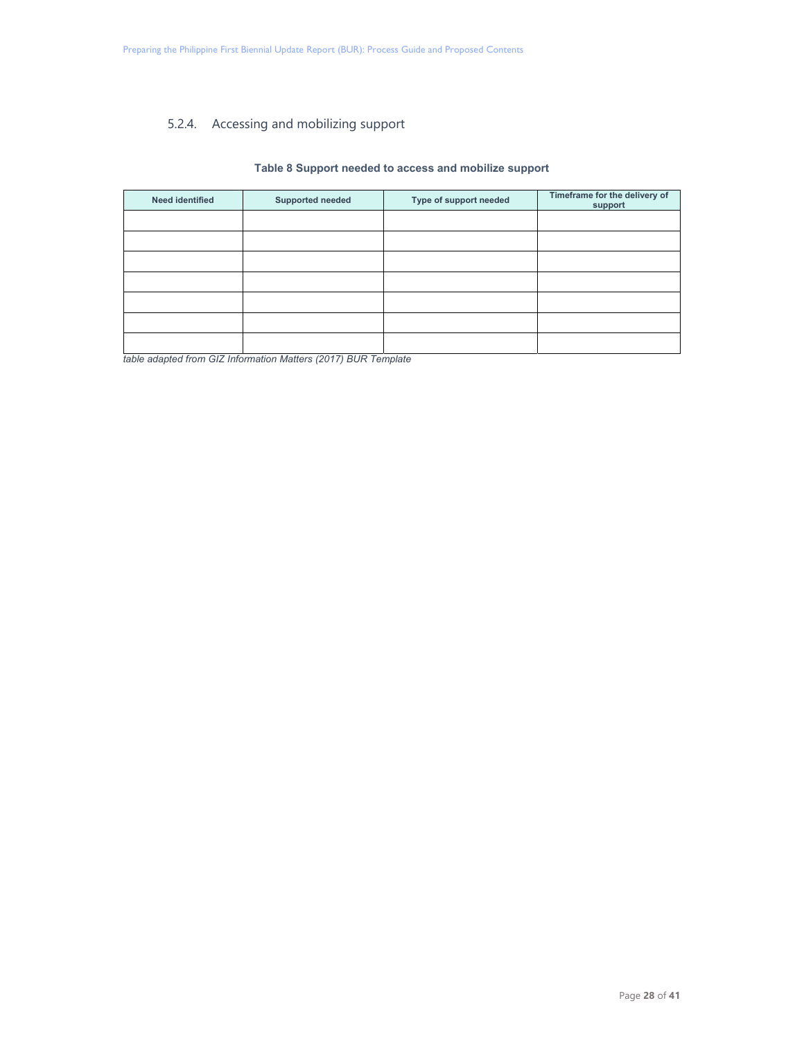### 5.2.4. Accessing and mobilizing support

**Table 8 Support needed to access and mobilize support**

| Need identified | Supported needed | Type of support needed | Timeframe for the delivery of support |
|---|---|---|---|
| | | | |
| | | | |
| | | | |
| | | | |
| | | | |
| | | | |
| | | | |

*table adapted from GIZ Information Matters (2017) BUR Template*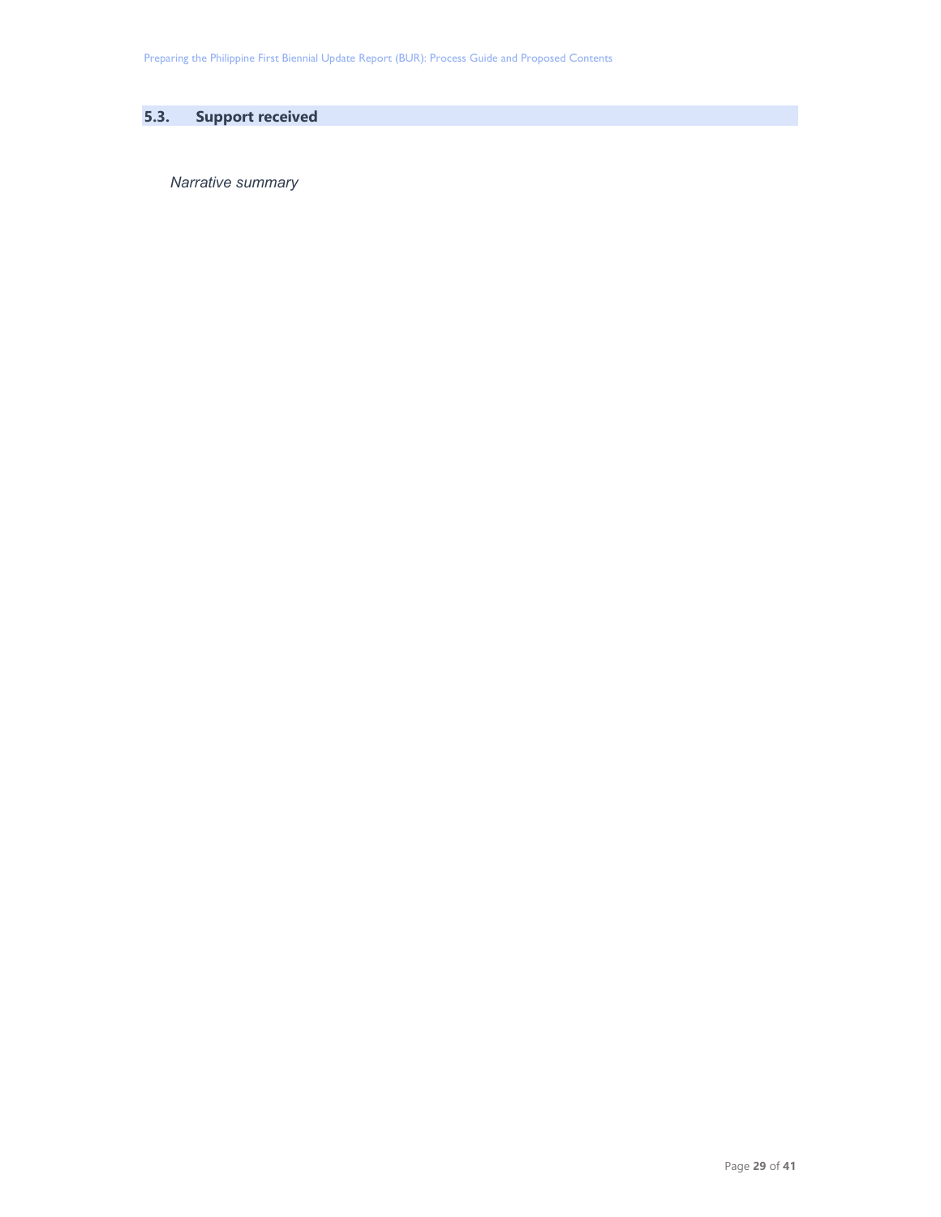## 5.3. Support received

*Narrative summary*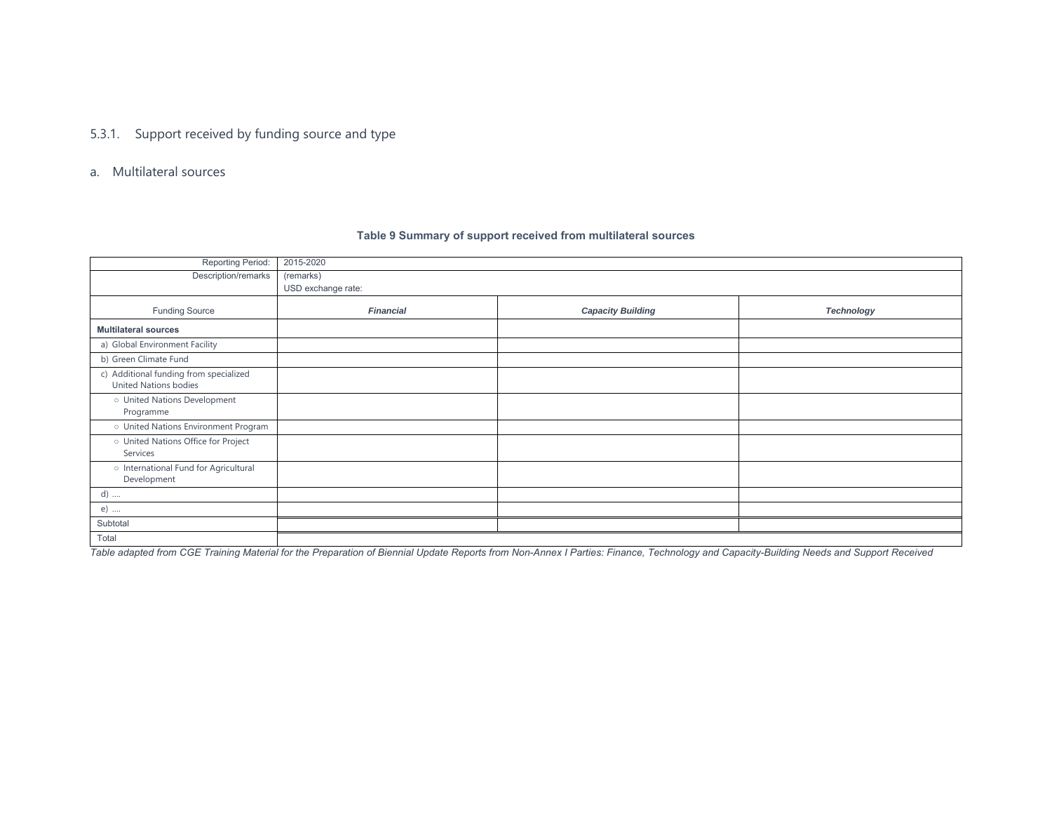### 5.3.1. Support received by funding source and type

#### a. Multilateral sources

**Table 9 Summary of support received from multilateral sources**

| Reporting Period: | 2015-2020 | | |
|---|---|---|---|
| Description/remarks | (remarks)<br>USD exchange rate: | | |
| Funding Source | ***Financial*** | ***Capacity Building*** | ***Technology*** |
| **Multilateral sources** | | | |
| a) Global Environment Facility | | | |
| b) Green Climate Fund | | | |
| c) Additional funding from specialized United Nations bodies | | | |
| ○ United Nations Development Programme | | | |
| ○ United Nations Environment Program | | | |
| ○ United Nations Office for Project Services | | | |
| ○ International Fund for Agricultural Development | | | |
| d) .... | | | |
| e) .... | | | |
| Subtotal | | | |
| Total | | | |

*Table adapted from CGE Training Material for the Preparation of Biennial Update Reports from Non-Annex I Parties: Finance, Technology and Capacity-Building Needs and Support Received*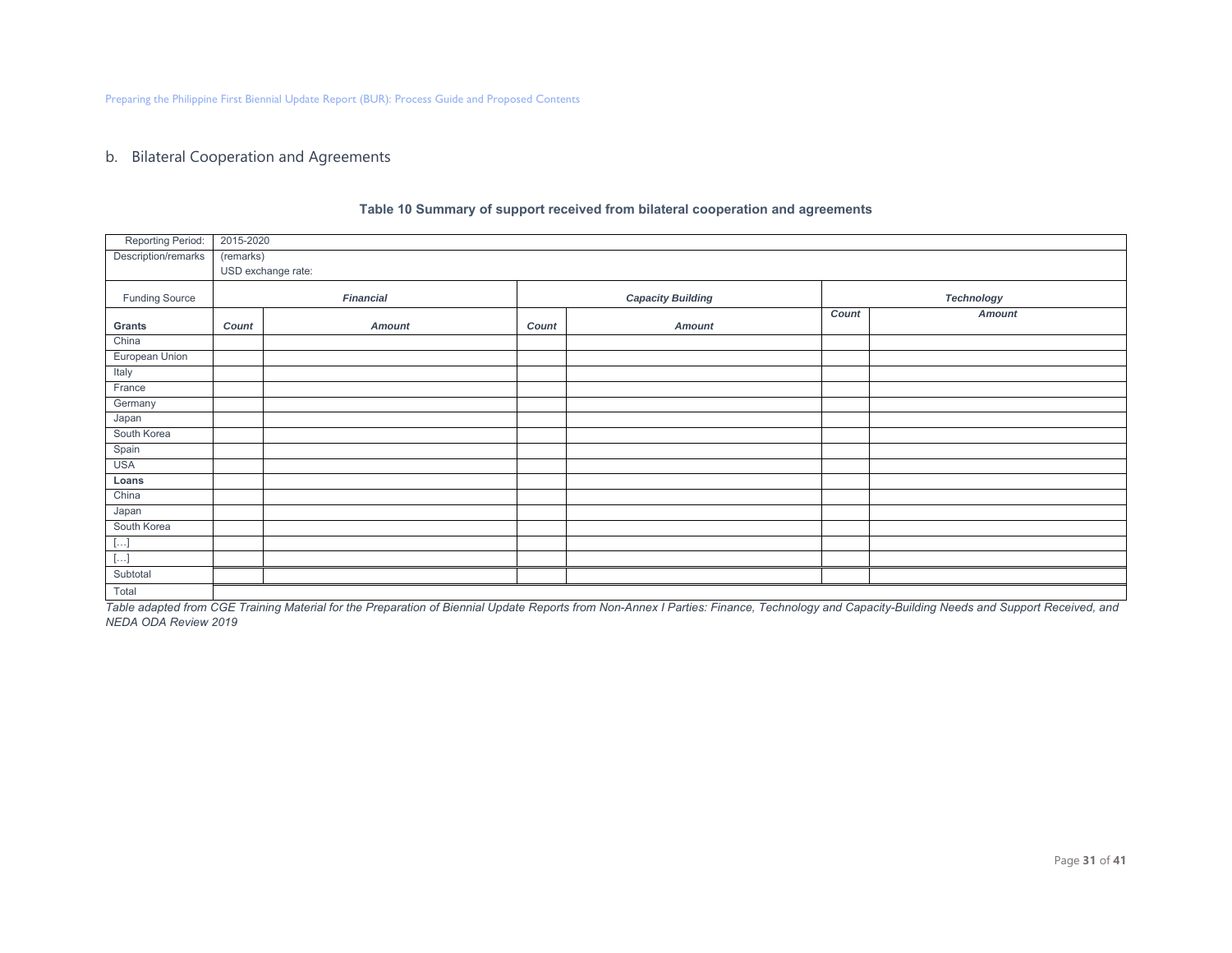## b. Bilateral Cooperation and Agreements

**Table 10 Summary of support received from bilateral cooperation and agreements**

| Reporting Period: | 2015-2020 | | | | | |
|---|---|---|---|---|---|---|
| Description/remarks | (remarks)<br>USD exchange rate: | | | | | |
| Funding Source | ***Financial*** | | ***Capacity Building*** | | ***Technology*** | |
| **Grants** | ***Count*** | ***Amount*** | ***Count*** | ***Amount*** | ***Count*** | ***Amount*** |
| China | | | | | | |
| European Union | | | | | | |
| Italy | | | | | | |
| France | | | | | | |
| Germany | | | | | | |
| Japan | | | | | | |
| South Korea | | | | | | |
| Spain | | | | | | |
| USA | | | | | | |
| **Loans** | | | | | | |
| China | | | | | | |
| Japan | | | | | | |
| South Korea | | | | | | |
| […] | | | | | | |
| […] | | | | | | |
| Subtotal | | | | | | |
| Total | | | | | | |

*Table adapted from CGE Training Material for the Preparation of Biennial Update Reports from Non-Annex I Parties: Finance, Technology and Capacity-Building Needs and Support Received, and NEDA ODA Review 2019*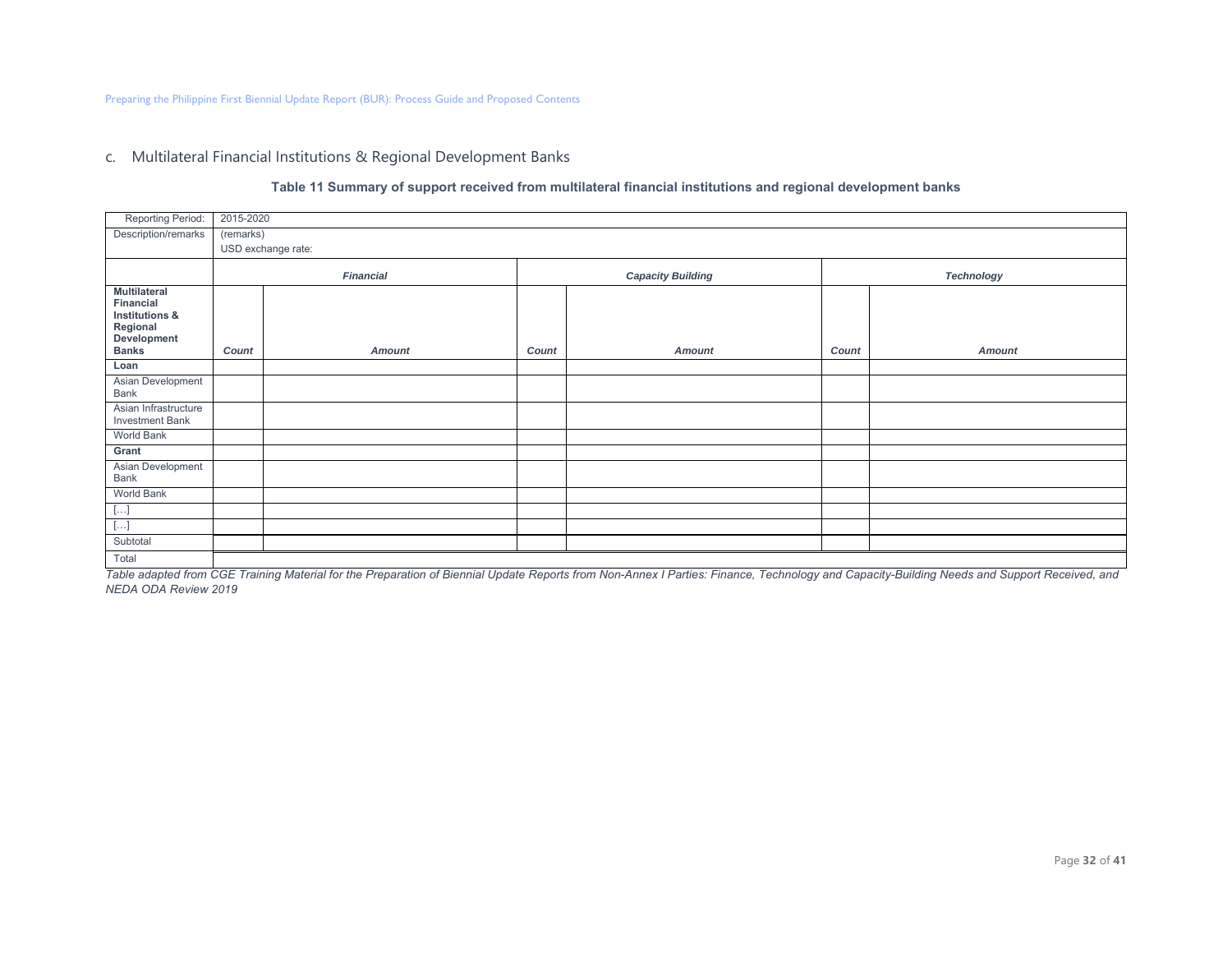### c. Multilateral Financial Institutions & Regional Development Banks

**Table 11 Summary of support received from multilateral financial institutions and regional development banks**

| Reporting Period: | 2015-2020 | | | | | |
|---|---|---|---|---|---|---|
| Description/remarks | (remarks)<br>USD exchange rate: | | | | | |
| | ***Financial*** | | ***Capacity Building*** | | ***Technology*** | |
| **Multilateral Financial Institutions & Regional Development Banks** | ***Count*** | ***Amount*** | ***Count*** | ***Amount*** | ***Count*** | ***Amount*** |
| **Loan** | | | | | | |
| Asian Development Bank | | | | | | |
| Asian Infrastructure Investment Bank | | | | | | |
| World Bank | | | | | | |
| **Grant** | | | | | | |
| Asian Development Bank | | | | | | |
| World Bank | | | | | | |
| […] | | | | | | |
| […] | | | | | | |
| Subtotal | | | | | | |
| Total | | | | | | |

*Table adapted from CGE Training Material for the Preparation of Biennial Update Reports from Non-Annex I Parties: Finance, Technology and Capacity-Building Needs and Support Received, and NEDA ODA Review 2019*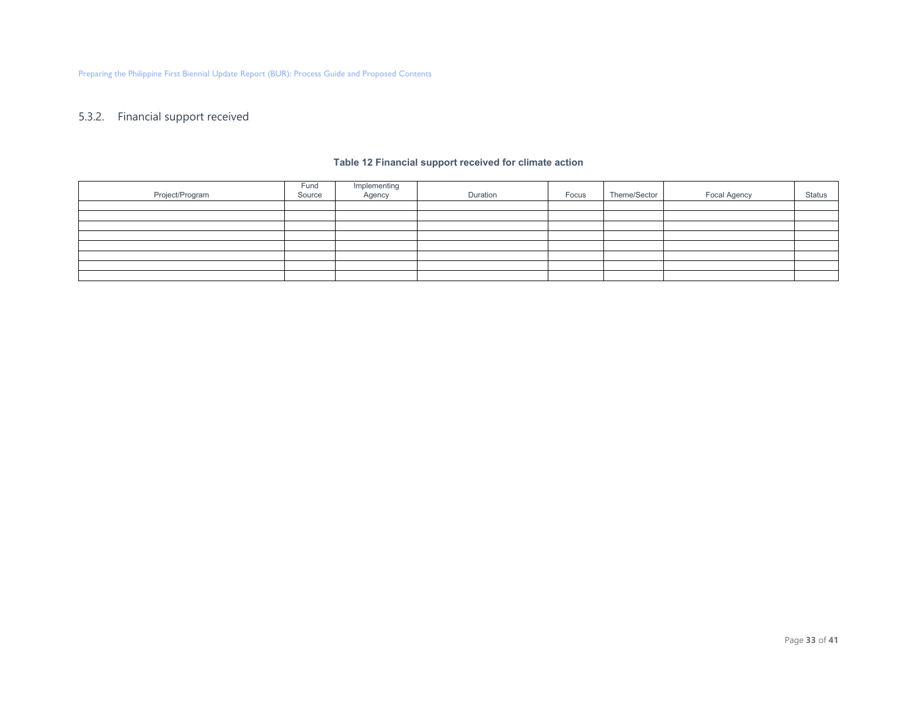### 5.3.2. Financial support received

**Table 12 Financial support received for climate action**

| Project/Program | Fund Source | Implementing Agency | Duration | Focus | Theme/Sector | Focal Agency | Status |
|---|---|---|---|---|---|---|---|
| | | | | | | | |
| | | | | | | | |
| | | | | | | | |
| | | | | | | | |
| | | | | | | | |
| | | | | | | | |
| | | | | | | | |
| | | | | | | | |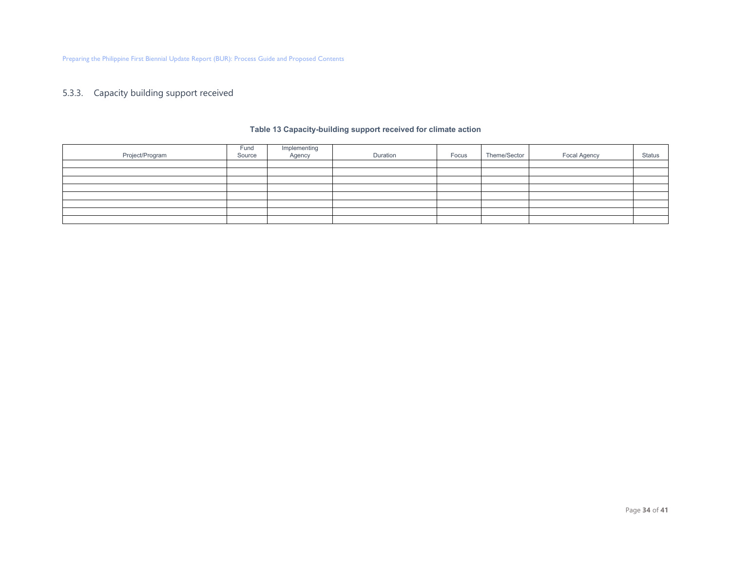### 5.3.3. Capacity building support received

**Table 13 Capacity-building support received for climate action**

| Project/Program | Fund Source | Implementing Agency | Duration | Focus | Theme/Sector | Focal Agency | Status |
|---|---|---|---|---|---|---|---|
| | | | | | | | |
| | | | | | | | |
| | | | | | | | |
| | | | | | | | |
| | | | | | | | |
| | | | | | | | |
| | | | | | | | |
| | | | | | | | |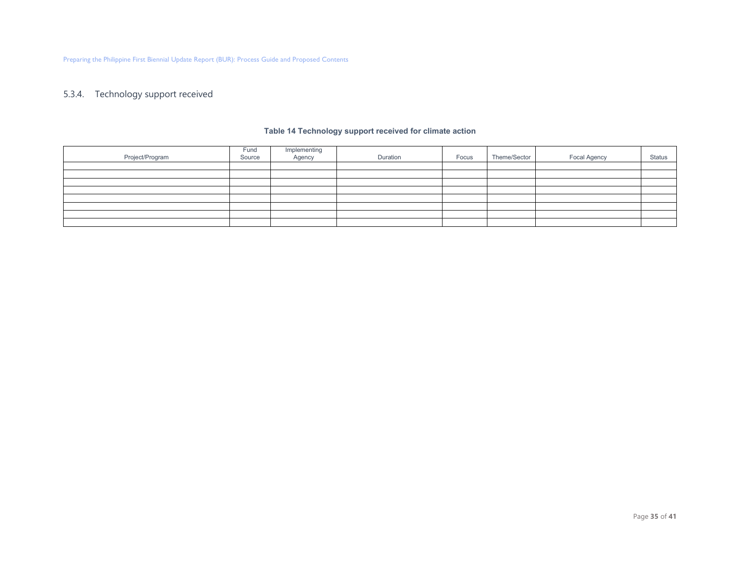### 5.3.4. Technology support received

**Table 14 Technology support received for climate action**

| Project/Program | Fund Source | Implementing Agency | Duration | Focus | Theme/Sector | Focal Agency | Status |
|---|---|---|---|---|---|---|---|
| | | | | | | | |
| | | | | | | | |
| | | | | | | | |
| | | | | | | | |
| | | | | | | | |
| | | | | | | | |
| | | | | | | | |
| | | | | | | | |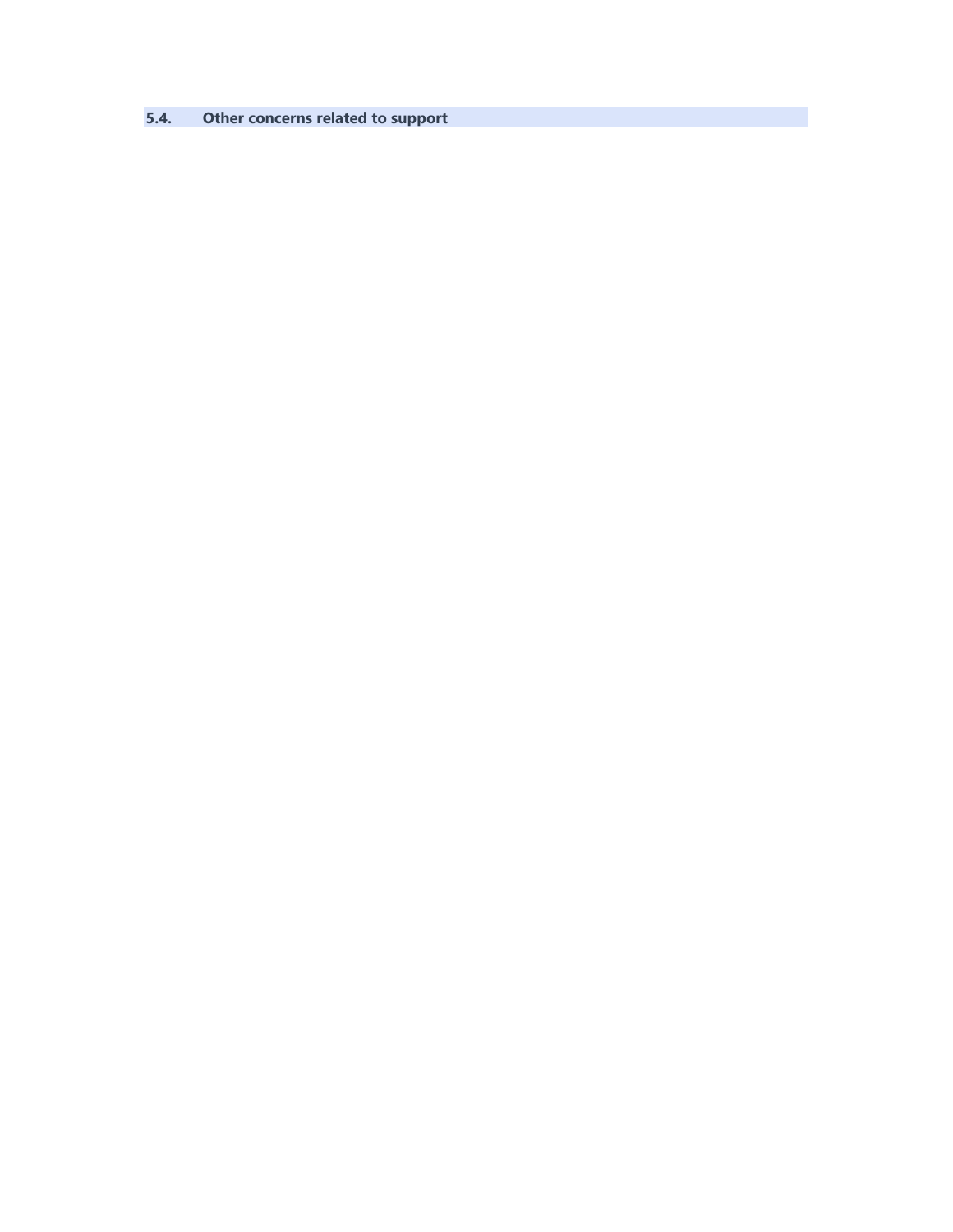### 5.4. Other concerns related to support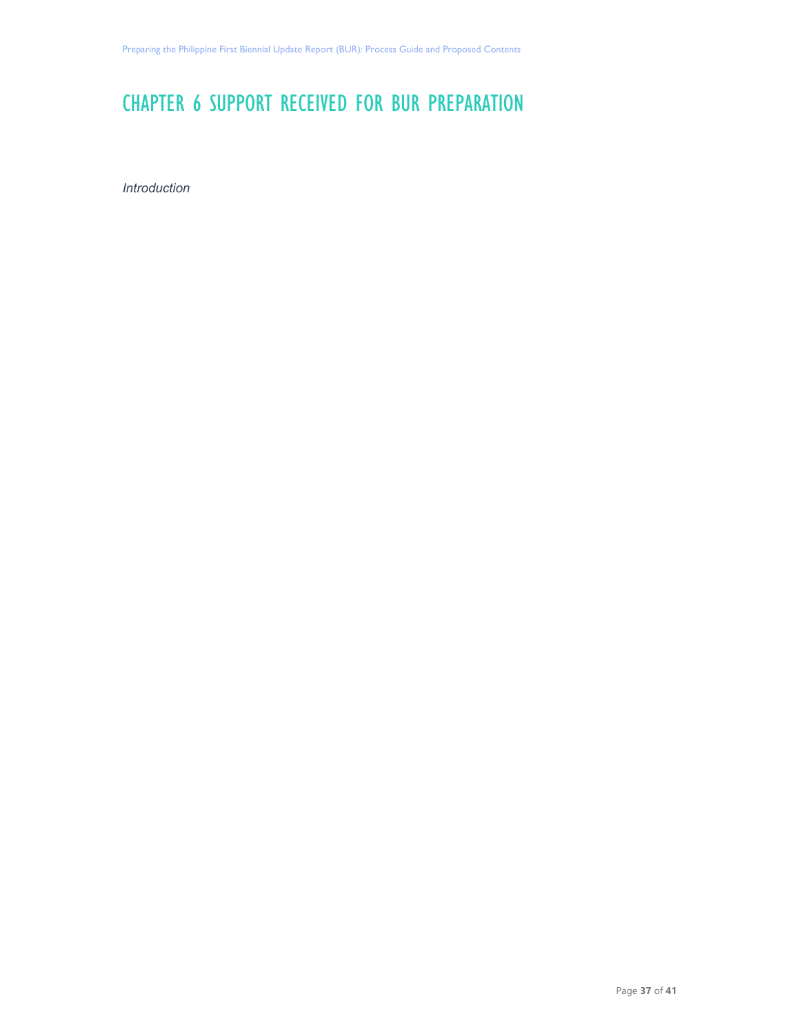# CHAPTER 6 SUPPORT RECEIVED FOR BUR PREPARATION

*Introduction*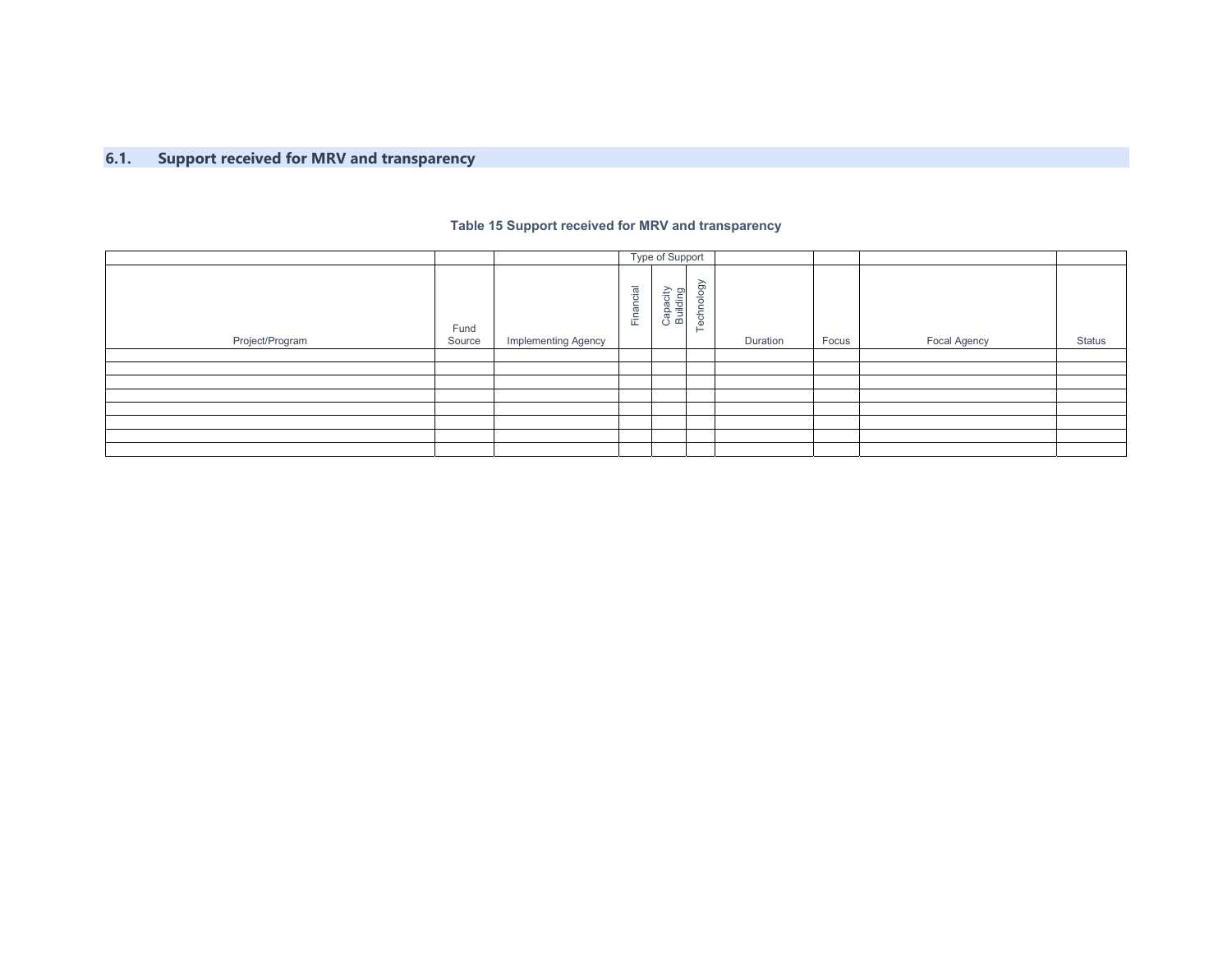## 6.1. Support received for MRV and transparency

**Table 15 Support received for MRV and transparency**

| | | | Type of Support | | | | | | |
|---|---|---|---|---|---|---|---|---|---|
| Project/Program | Fund Source | Implementing Agency | Financial | Capacity Building | Technology | Duration | Focus | Focal Agency | Status |
| | | | | | | | | | |
| | | | | | | | | | |
| | | | | | | | | | |
| | | | | | | | | | |
| | | | | | | | | | |
| | | | | | | | | | |
| | | | | | | | | | |
| | | | | | | | | | |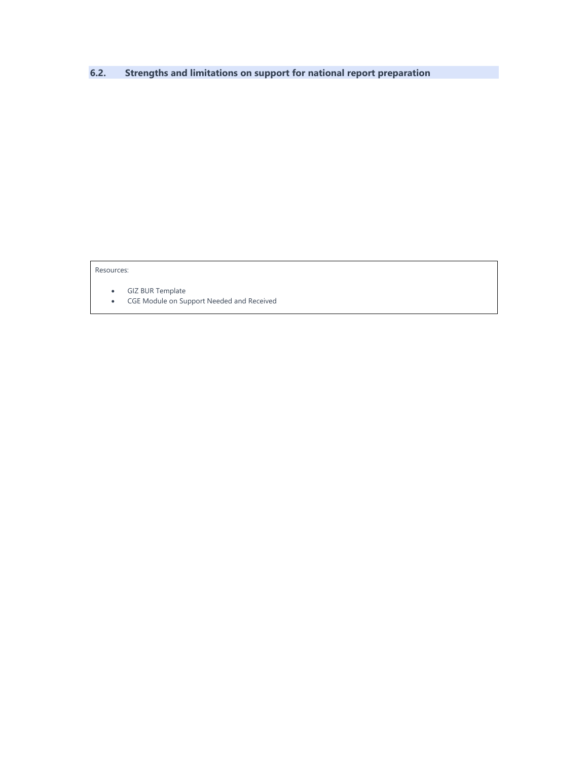## 6.2. Strengths and limitations on support for national report preparation

Resources:

- GIZ BUR Template
- CGE Module on Support Needed and Received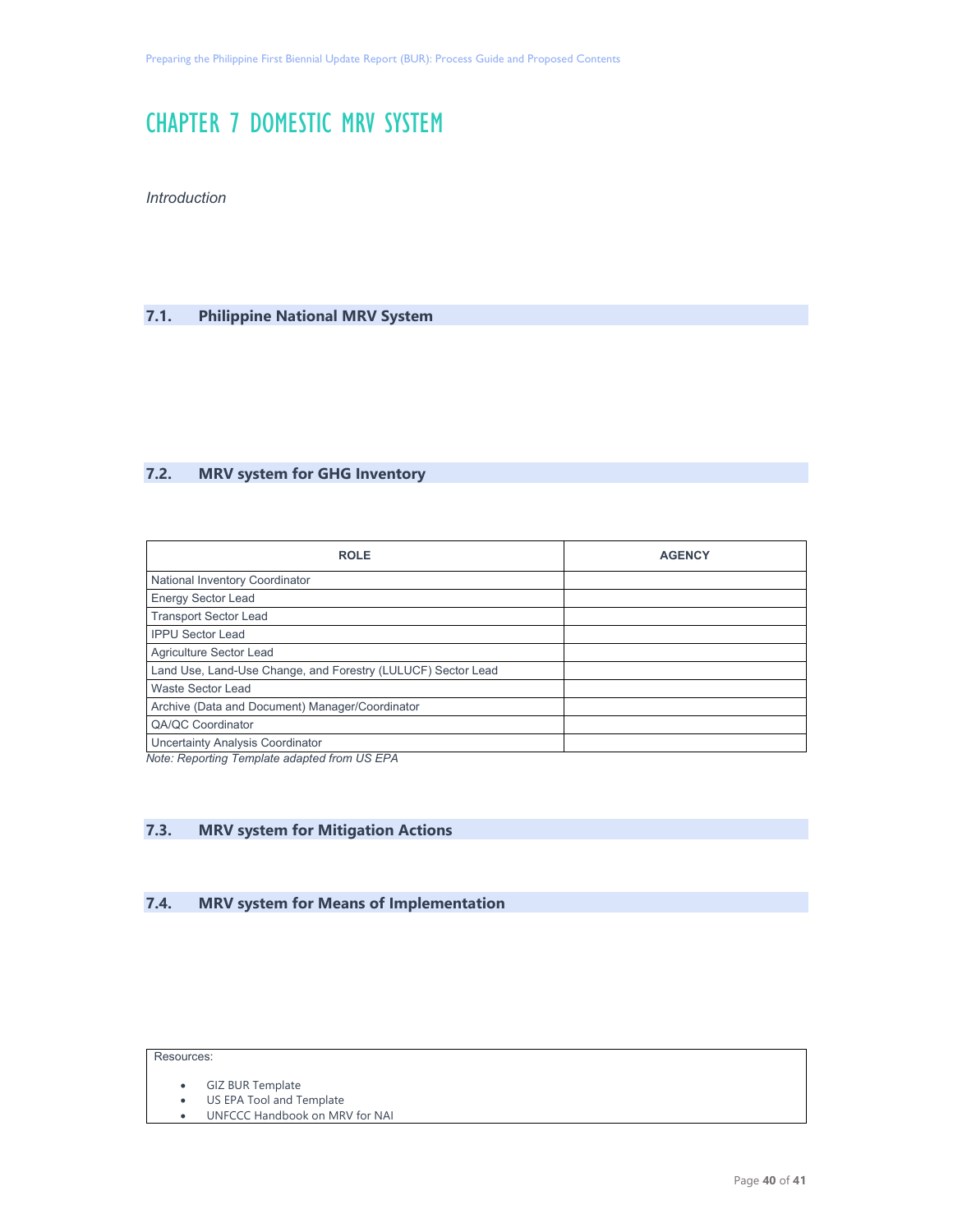# CHAPTER 7 DOMESTIC MRV SYSTEM

*Introduction*

## 7.1. Philippine National MRV System

## 7.2. MRV system for GHG Inventory

| ROLE | AGENCY |
|---|---|
| National Inventory Coordinator | |
| Energy Sector Lead | |
| Transport Sector Lead | |
| IPPU Sector Lead | |
| Agriculture Sector Lead | |
| Land Use, Land-Use Change, and Forestry (LULUCF) Sector Lead | |
| Waste Sector Lead | |
| Archive (Data and Document) Manager/Coordinator | |
| QA/QC Coordinator | |
| Uncertainty Analysis Coordinator | |

*Note: Reporting Template adapted from US EPA*

## 7.3. MRV system for Mitigation Actions

## 7.4. MRV system for Means of Implementation

Resources:

- GIZ BUR Template
- US EPA Tool and Template
- UNFCCC Handbook on MRV for NAI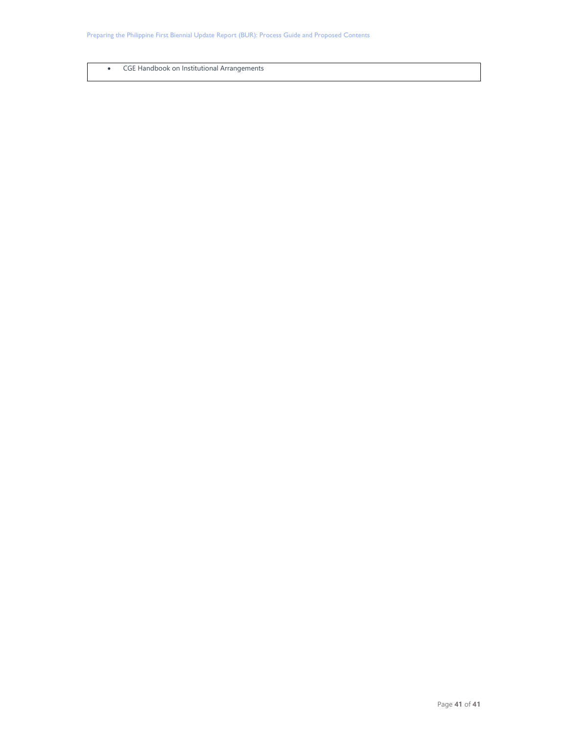- CGE Handbook on Institutional Arrangements